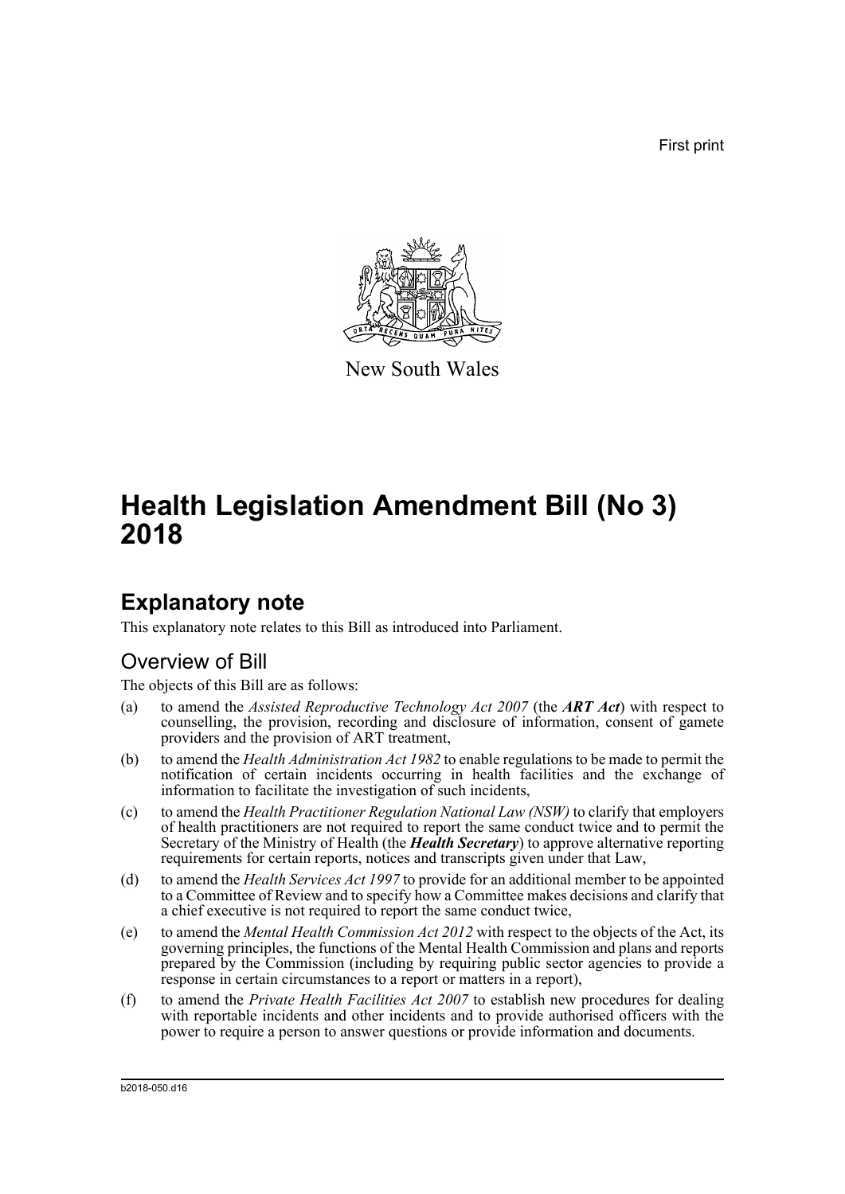First print

New South Wales

# Health Legislation Amendment Bill (No 3) 2018

## Explanatory note

This explanatory note relates to this Bill as introduced into Parliament.

### Overview of Bill

The objects of this Bill are as follows:

(a) to amend the *Assisted Reproductive Technology Act 2007* (the ***ART Act***) with respect to counselling, the provision, recording and disclosure of information, consent of gamete providers and the provision of ART treatment,

(b) to amend the *Health Administration Act 1982* to enable regulations to be made to permit the notification of certain incidents occurring in health facilities and the exchange of information to facilitate the investigation of such incidents,

(c) to amend the *Health Practitioner Regulation National Law (NSW)* to clarify that employers of health practitioners are not required to report the same conduct twice and to permit the Secretary of the Ministry of Health (the ***Health Secretary***) to approve alternative reporting requirements for certain reports, notices and transcripts given under that Law,

(d) to amend the *Health Services Act 1997* to provide for an additional member to be appointed to a Committee of Review and to specify how a Committee makes decisions and clarify that a chief executive is not required to report the same conduct twice,

(e) to amend the *Mental Health Commission Act 2012* with respect to the objects of the Act, its governing principles, the functions of the Mental Health Commission and plans and reports prepared by the Commission (including by requiring public sector agencies to provide a response in certain circumstances to a report or matters in a report),

(f) to amend the *Private Health Facilities Act 2007* to establish new procedures for dealing with reportable incidents and other incidents and to provide authorised officers with the power to require a person to answer questions or provide information and documents.

b2018-050.d16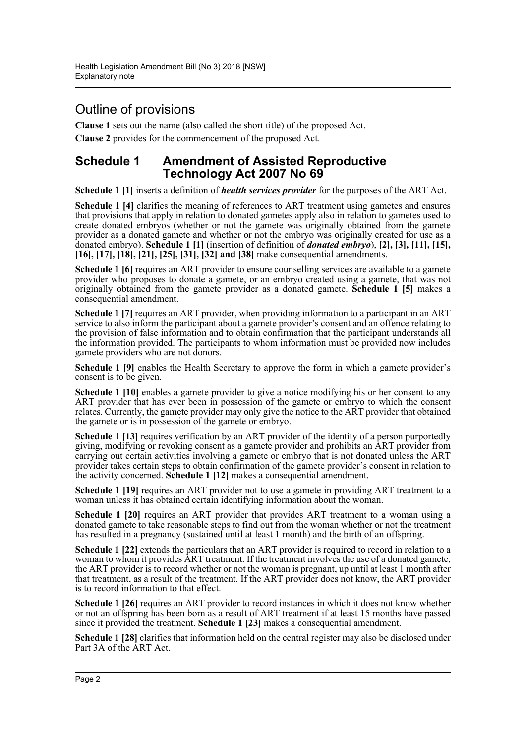## Outline of provisions

**Clause 1** sets out the name (also called the short title) of the proposed Act.

**Clause 2** provides for the commencement of the proposed Act.

## Schedule 1 Amendment of Assisted Reproductive Technology Act 2007 No 69

**Schedule 1 [1]** inserts a definition of ***health services provider*** for the purposes of the ART Act.

**Schedule 1 [4]** clarifies the meaning of references to ART treatment using gametes and ensures that provisions that apply in relation to donated gametes apply also in relation to gametes used to create donated embryos (whether or not the gamete was originally obtained from the gamete provider as a donated gamete and whether or not the embryo was originally created for use as a donated embryo). **Schedule 1 [1]** (insertion of definition of ***donated embryo***), **[2], [3], [11], [15], [16], [17], [18], [21], [25], [31], [32] and [38]** make consequential amendments.

**Schedule 1 [6]** requires an ART provider to ensure counselling services are available to a gamete provider who proposes to donate a gamete, or an embryo created using a gamete, that was not originally obtained from the gamete provider as a donated gamete. **Schedule 1 [5]** makes a consequential amendment.

**Schedule 1 [7]** requires an ART provider, when providing information to a participant in an ART service to also inform the participant about a gamete provider's consent and an offence relating to the provision of false information and to obtain confirmation that the participant understands all the information provided. The participants to whom information must be provided now includes gamete providers who are not donors.

**Schedule 1 [9]** enables the Health Secretary to approve the form in which a gamete provider's consent is to be given.

**Schedule 1 [10]** enables a gamete provider to give a notice modifying his or her consent to any ART provider that has ever been in possession of the gamete or embryo to which the consent relates. Currently, the gamete provider may only give the notice to the ART provider that obtained the gamete or is in possession of the gamete or embryo.

**Schedule 1 [13]** requires verification by an ART provider of the identity of a person purportedly giving, modifying or revoking consent as a gamete provider and prohibits an ART provider from carrying out certain activities involving a gamete or embryo that is not donated unless the ART provider takes certain steps to obtain confirmation of the gamete provider's consent in relation to the activity concerned. **Schedule 1 [12]** makes a consequential amendment.

**Schedule 1 [19]** requires an ART provider not to use a gamete in providing ART treatment to a woman unless it has obtained certain identifying information about the woman.

**Schedule 1 [20]** requires an ART provider that provides ART treatment to a woman using a donated gamete to take reasonable steps to find out from the woman whether or not the treatment has resulted in a pregnancy (sustained until at least 1 month) and the birth of an offspring.

**Schedule 1 [22]** extends the particulars that an ART provider is required to record in relation to a woman to whom it provides ART treatment. If the treatment involves the use of a donated gamete, the ART provider is to record whether or not the woman is pregnant, up until at least 1 month after that treatment, as a result of the treatment. If the ART provider does not know, the ART provider is to record information to that effect.

**Schedule 1 [26]** requires an ART provider to record instances in which it does not know whether or not an offspring has been born as a result of ART treatment if at least 15 months have passed since it provided the treatment. **Schedule 1 [23]** makes a consequential amendment.

**Schedule 1 [28]** clarifies that information held on the central register may also be disclosed under Part 3A of the ART Act.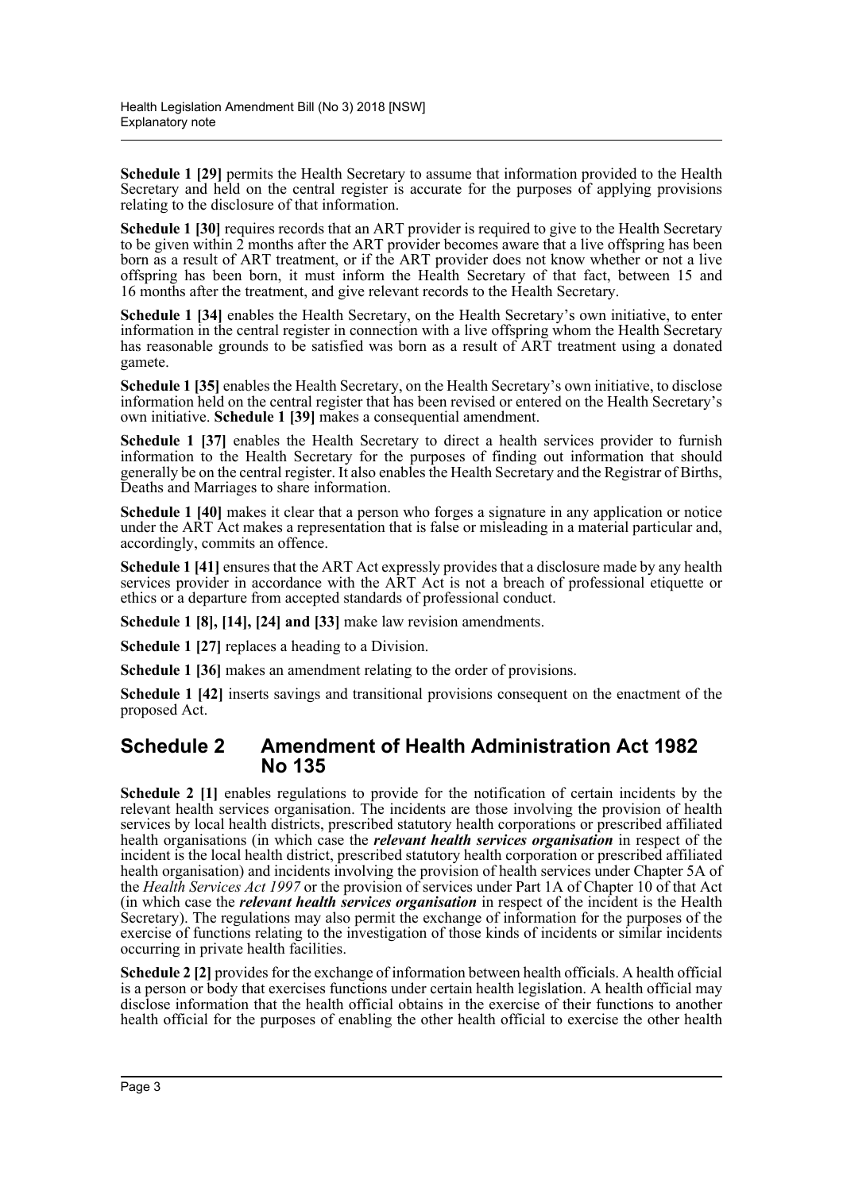**Schedule 1 [29]** permits the Health Secretary to assume that information provided to the Health Secretary and held on the central register is accurate for the purposes of applying provisions relating to the disclosure of that information.

**Schedule 1 [30]** requires records that an ART provider is required to give to the Health Secretary to be given within 2 months after the ART provider becomes aware that a live offspring has been born as a result of ART treatment, or if the ART provider does not know whether or not a live offspring has been born, it must inform the Health Secretary of that fact, between 15 and 16 months after the treatment, and give relevant records to the Health Secretary.

**Schedule 1 [34]** enables the Health Secretary, on the Health Secretary's own initiative, to enter information in the central register in connection with a live offspring whom the Health Secretary has reasonable grounds to be satisfied was born as a result of ART treatment using a donated gamete.

**Schedule 1 [35]** enables the Health Secretary, on the Health Secretary's own initiative, to disclose information held on the central register that has been revised or entered on the Health Secretary's own initiative. **Schedule 1 [39]** makes a consequential amendment.

**Schedule 1 [37]** enables the Health Secretary to direct a health services provider to furnish information to the Health Secretary for the purposes of finding out information that should generally be on the central register. It also enables the Health Secretary and the Registrar of Births, Deaths and Marriages to share information.

**Schedule 1 [40]** makes it clear that a person who forges a signature in any application or notice under the ART Act makes a representation that is false or misleading in a material particular and, accordingly, commits an offence.

**Schedule 1 [41]** ensures that the ART Act expressly provides that a disclosure made by any health services provider in accordance with the ART Act is not a breach of professional etiquette or ethics or a departure from accepted standards of professional conduct.

**Schedule 1 [8], [14], [24] and [33]** make law revision amendments.

**Schedule 1 [27]** replaces a heading to a Division.

**Schedule 1 [36]** makes an amendment relating to the order of provisions.

**Schedule 1 [42]** inserts savings and transitional provisions consequent on the enactment of the proposed Act.

## Schedule 2 Amendment of Health Administration Act 1982 No 135

**Schedule 2 [1]** enables regulations to provide for the notification of certain incidents by the relevant health services organisation. The incidents are those involving the provision of health services by local health districts, prescribed statutory health corporations or prescribed affiliated health organisations (in which case the ***relevant health services organisation*** in respect of the incident is the local health district, prescribed statutory health corporation or prescribed affiliated health organisation) and incidents involving the provision of health services under Chapter 5A of the *Health Services Act 1997* or the provision of services under Part 1A of Chapter 10 of that Act (in which case the ***relevant health services organisation*** in respect of the incident is the Health Secretary). The regulations may also permit the exchange of information for the purposes of the exercise of functions relating to the investigation of those kinds of incidents or similar incidents occurring in private health facilities.

**Schedule 2 [2]** provides for the exchange of information between health officials. A health official is a person or body that exercises functions under certain health legislation. A health official may disclose information that the health official obtains in the exercise of their functions to another health official for the purposes of enabling the other health official to exercise the other health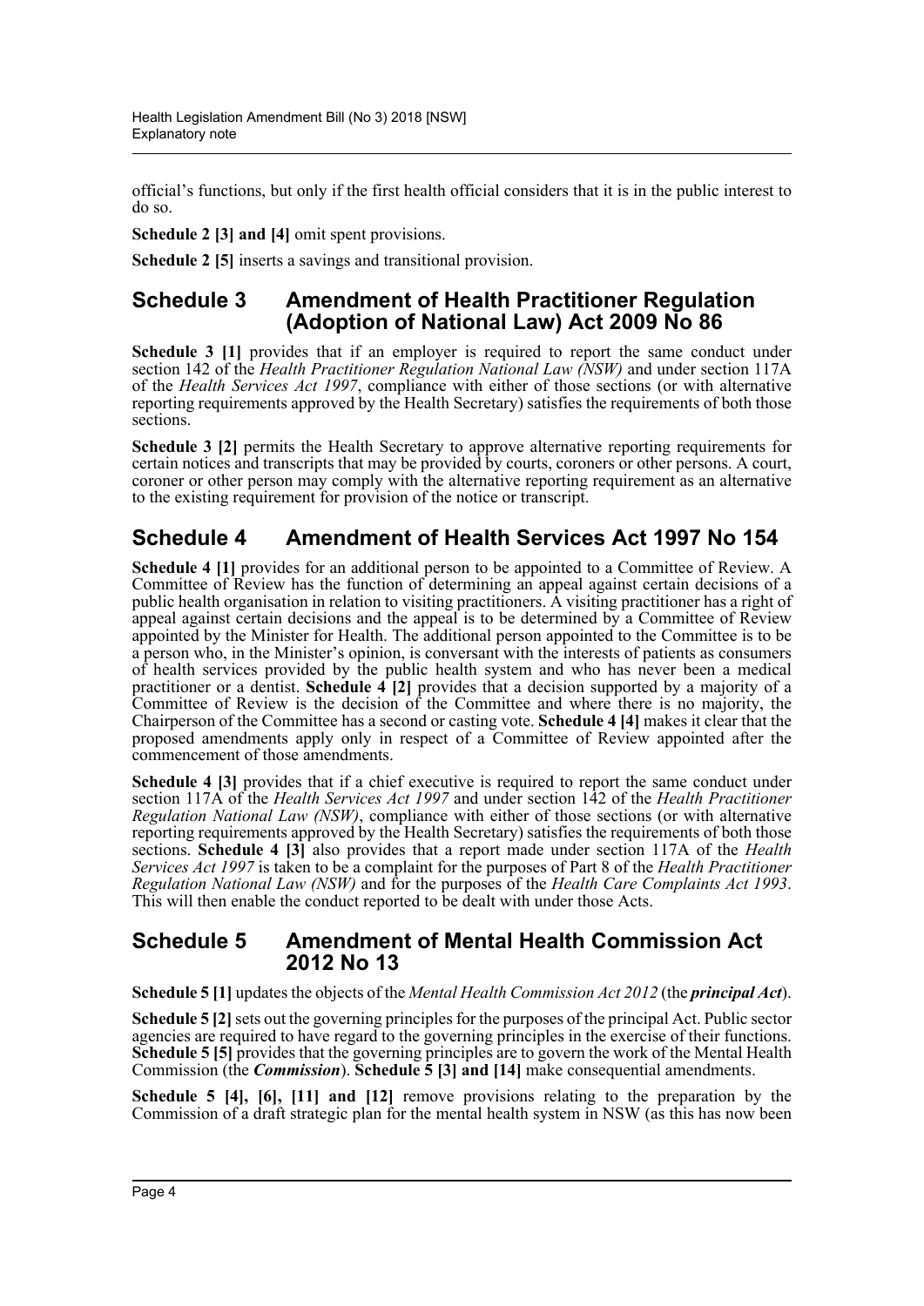official's functions, but only if the first health official considers that it is in the public interest to do so.

**Schedule 2 [3] and [4]** omit spent provisions.

**Schedule 2 [5]** inserts a savings and transitional provision.

## Schedule 3 Amendment of Health Practitioner Regulation (Adoption of National Law) Act 2009 No 86

**Schedule 3 [1]** provides that if an employer is required to report the same conduct under section 142 of the *Health Practitioner Regulation National Law (NSW)* and under section 117A of the *Health Services Act 1997*, compliance with either of those sections (or with alternative reporting requirements approved by the Health Secretary) satisfies the requirements of both those sections.

**Schedule 3 [2]** permits the Health Secretary to approve alternative reporting requirements for certain notices and transcripts that may be provided by courts, coroners or other persons. A court, coroner or other person may comply with the alternative reporting requirement as an alternative to the existing requirement for provision of the notice or transcript.

## Schedule 4 Amendment of Health Services Act 1997 No 154

**Schedule 4 [1]** provides for an additional person to be appointed to a Committee of Review. A Committee of Review has the function of determining an appeal against certain decisions of a public health organisation in relation to visiting practitioners. A visiting practitioner has a right of appeal against certain decisions and the appeal is to be determined by a Committee of Review appointed by the Minister for Health. The additional person appointed to the Committee is to be a person who, in the Minister's opinion, is conversant with the interests of patients as consumers of health services provided by the public health system and who has never been a medical practitioner or a dentist. **Schedule 4 [2]** provides that a decision supported by a majority of a Committee of Review is the decision of the Committee and where there is no majority, the Chairperson of the Committee has a second or casting vote. **Schedule 4 [4]** makes it clear that the proposed amendments apply only in respect of a Committee of Review appointed after the commencement of those amendments.

**Schedule 4 [3]** provides that if a chief executive is required to report the same conduct under section 117A of the *Health Services Act 1997* and under section 142 of the *Health Practitioner Regulation National Law (NSW)*, compliance with either of those sections (or with alternative reporting requirements approved by the Health Secretary) satisfies the requirements of both those sections. **Schedule 4 [3]** also provides that a report made under section 117A of the *Health Services Act 1997* is taken to be a complaint for the purposes of Part 8 of the *Health Practitioner Regulation National Law (NSW)* and for the purposes of the *Health Care Complaints Act 1993*. This will then enable the conduct reported to be dealt with under those Acts.

## Schedule 5 Amendment of Mental Health Commission Act 2012 No 13

**Schedule 5 [1]** updates the objects of the *Mental Health Commission Act 2012* (the ***principal Act***).

**Schedule 5 [2]** sets out the governing principles for the purposes of the principal Act. Public sector agencies are required to have regard to the governing principles in the exercise of their functions. **Schedule 5 [5]** provides that the governing principles are to govern the work of the Mental Health Commission (the ***Commission***). **Schedule 5 [3] and [14]** make consequential amendments.

**Schedule 5 [4], [6], [11] and [12]** remove provisions relating to the preparation by the Commission of a draft strategic plan for the mental health system in NSW (as this has now been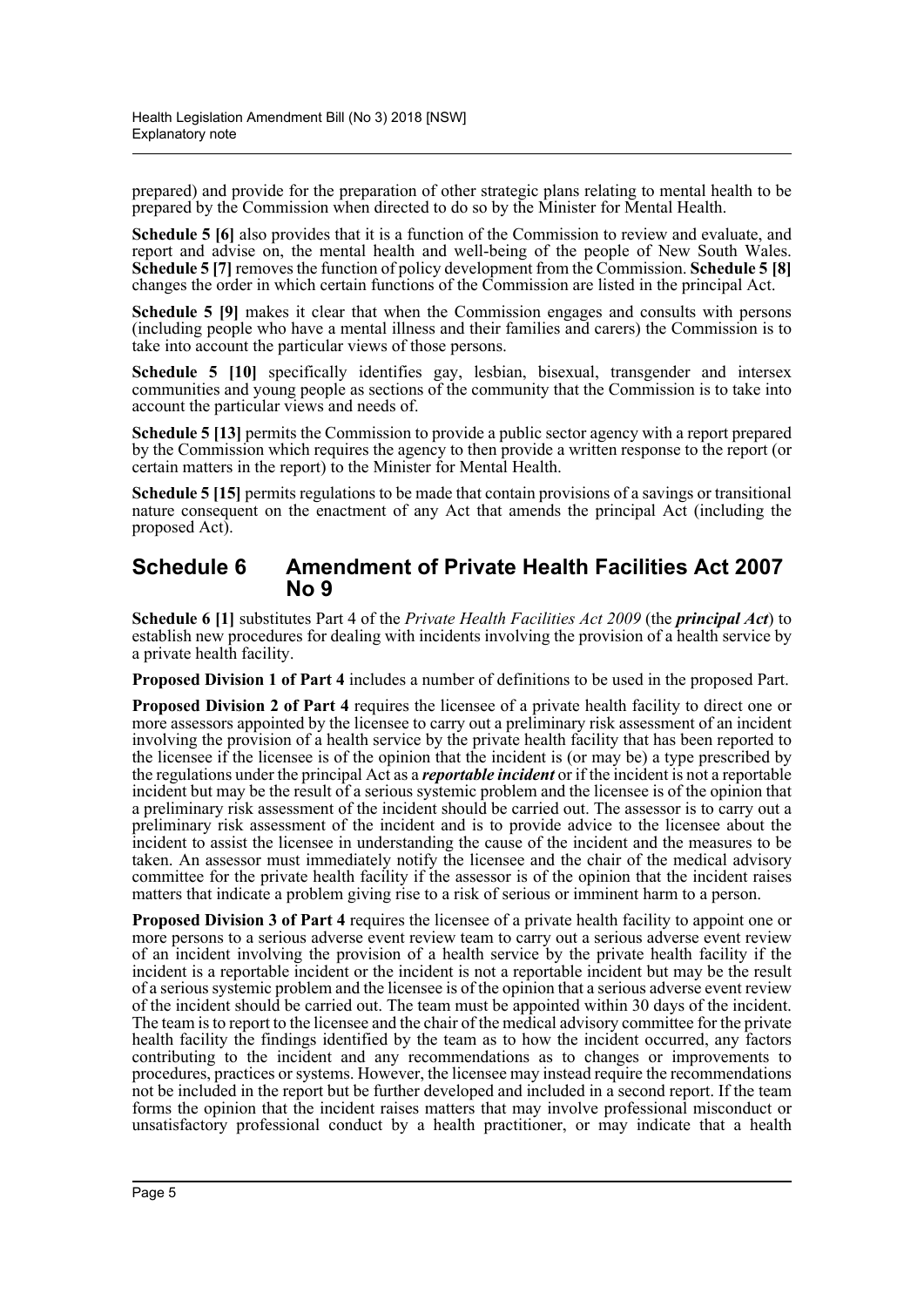prepared) and provide for the preparation of other strategic plans relating to mental health to be prepared by the Commission when directed to do so by the Minister for Mental Health.

**Schedule 5 [6]** also provides that it is a function of the Commission to review and evaluate, and report and advise on, the mental health and well-being of the people of New South Wales. **Schedule 5 [7]** removes the function of policy development from the Commission. **Schedule 5 [8]** changes the order in which certain functions of the Commission are listed in the principal Act.

**Schedule 5 [9]** makes it clear that when the Commission engages and consults with persons (including people who have a mental illness and their families and carers) the Commission is to take into account the particular views of those persons.

**Schedule 5 [10]** specifically identifies gay, lesbian, bisexual, transgender and intersex communities and young people as sections of the community that the Commission is to take into account the particular views and needs of.

**Schedule 5 [13]** permits the Commission to provide a public sector agency with a report prepared by the Commission which requires the agency to then provide a written response to the report (or certain matters in the report) to the Minister for Mental Health.

**Schedule 5 [15]** permits regulations to be made that contain provisions of a savings or transitional nature consequent on the enactment of any Act that amends the principal Act (including the proposed Act).

## Schedule 6 Amendment of Private Health Facilities Act 2007 No 9

**Schedule 6 [1]** substitutes Part 4 of the *Private Health Facilities Act 2009* (the ***principal Act***) to establish new procedures for dealing with incidents involving the provision of a health service by a private health facility.

**Proposed Division 1 of Part 4** includes a number of definitions to be used in the proposed Part.

**Proposed Division 2 of Part 4** requires the licensee of a private health facility to direct one or more assessors appointed by the licensee to carry out a preliminary risk assessment of an incident involving the provision of a health service by the private health facility that has been reported to the licensee if the licensee is of the opinion that the incident is (or may be) a type prescribed by the regulations under the principal Act as a ***reportable incident*** or if the incident is not a reportable incident but may be the result of a serious systemic problem and the licensee is of the opinion that a preliminary risk assessment of the incident should be carried out. The assessor is to carry out a preliminary risk assessment of the incident and is to provide advice to the licensee about the incident to assist the licensee in understanding the cause of the incident and the measures to be taken. An assessor must immediately notify the licensee and the chair of the medical advisory committee for the private health facility if the assessor is of the opinion that the incident raises matters that indicate a problem giving rise to a risk of serious or imminent harm to a person.

**Proposed Division 3 of Part 4** requires the licensee of a private health facility to appoint one or more persons to a serious adverse event review team to carry out a serious adverse event review of an incident involving the provision of a health service by the private health facility if the incident is a reportable incident or the incident is not a reportable incident but may be the result of a serious systemic problem and the licensee is of the opinion that a serious adverse event review of the incident should be carried out. The team must be appointed within 30 days of the incident. The team is to report to the licensee and the chair of the medical advisory committee for the private health facility the findings identified by the team as to how the incident occurred, any factors contributing to the incident and any recommendations as to changes or improvements to procedures, practices or systems. However, the licensee may instead require the recommendations not be included in the report but be further developed and included in a second report. If the team forms the opinion that the incident raises matters that may involve professional misconduct or unsatisfactory professional conduct by a health practitioner, or may indicate that a health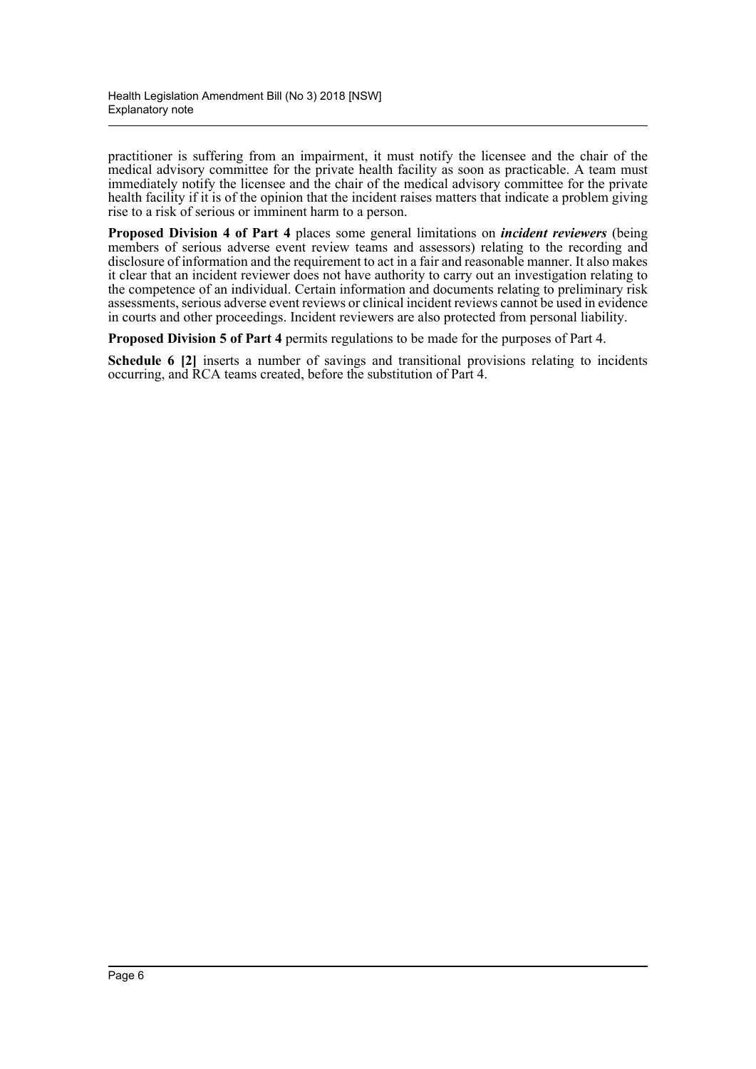practitioner is suffering from an impairment, it must notify the licensee and the chair of the medical advisory committee for the private health facility as soon as practicable. A team must immediately notify the licensee and the chair of the medical advisory committee for the private health facility if it is of the opinion that the incident raises matters that indicate a problem giving rise to a risk of serious or imminent harm to a person.

**Proposed Division 4 of Part 4** places some general limitations on ***incident reviewers*** (being members of serious adverse event review teams and assessors) relating to the recording and disclosure of information and the requirement to act in a fair and reasonable manner. It also makes it clear that an incident reviewer does not have authority to carry out an investigation relating to the competence of an individual. Certain information and documents relating to preliminary risk assessments, serious adverse event reviews or clinical incident reviews cannot be used in evidence in courts and other proceedings. Incident reviewers are also protected from personal liability.

**Proposed Division 5 of Part 4** permits regulations to be made for the purposes of Part 4.

**Schedule 6 [2]** inserts a number of savings and transitional provisions relating to incidents occurring, and RCA teams created, before the substitution of Part 4.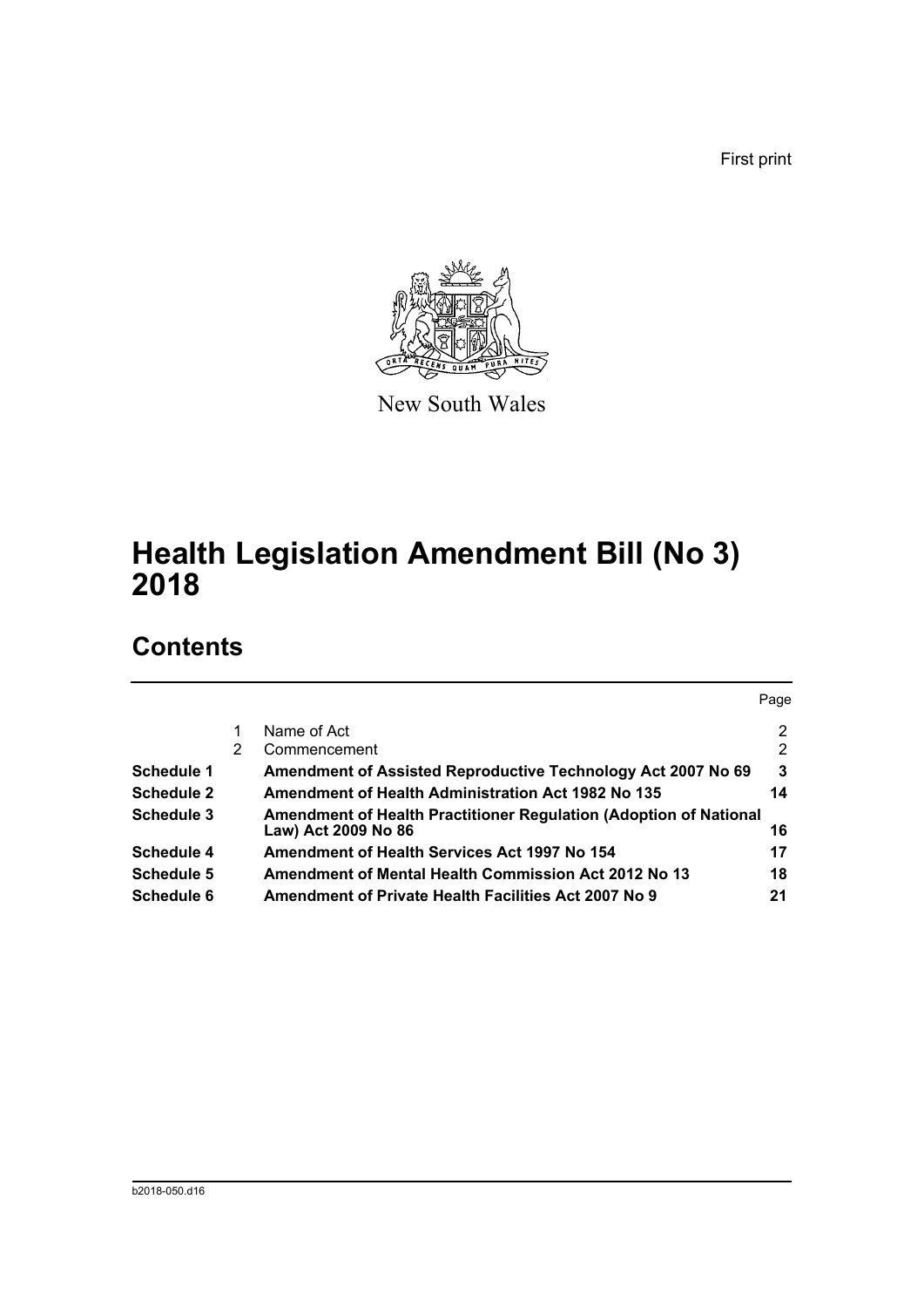First print

New South Wales

# Health Legislation Amendment Bill (No 3) 2018

## Contents

| | | | Page |
|---|---|---|---|
| | 1 | Name of Act | 2 |
| | 2 | Commencement | 2 |
| **Schedule 1** | | **Amendment of Assisted Reproductive Technology Act 2007 No 69** | **3** |
| **Schedule 2** | | **Amendment of Health Administration Act 1982 No 135** | **14** |
| **Schedule 3** | | **Amendment of Health Practitioner Regulation (Adoption of National Law) Act 2009 No 86** | **16** |
| **Schedule 4** | | **Amendment of Health Services Act 1997 No 154** | **17** |
| **Schedule 5** | | **Amendment of Mental Health Commission Act 2012 No 13** | **18** |
| **Schedule 6** | | **Amendment of Private Health Facilities Act 2007 No 9** | **21** |

b2018-050.d16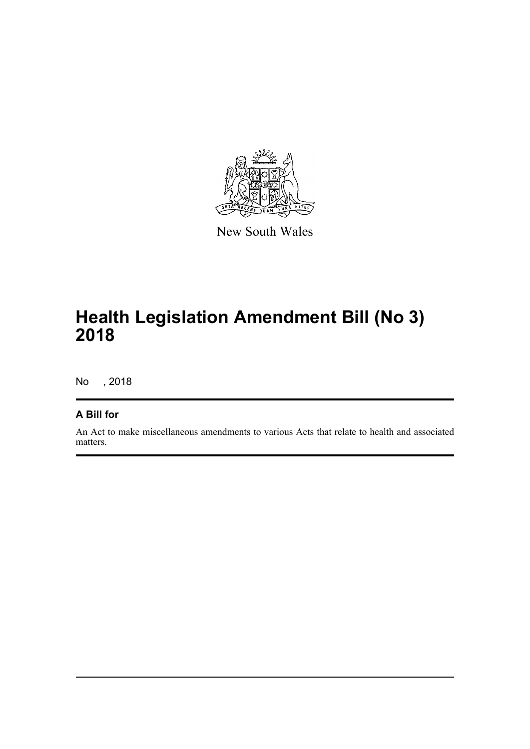New South Wales

# Health Legislation Amendment Bill (No 3) 2018

No , 2018

## A Bill for

An Act to make miscellaneous amendments to various Acts that relate to health and associated matters.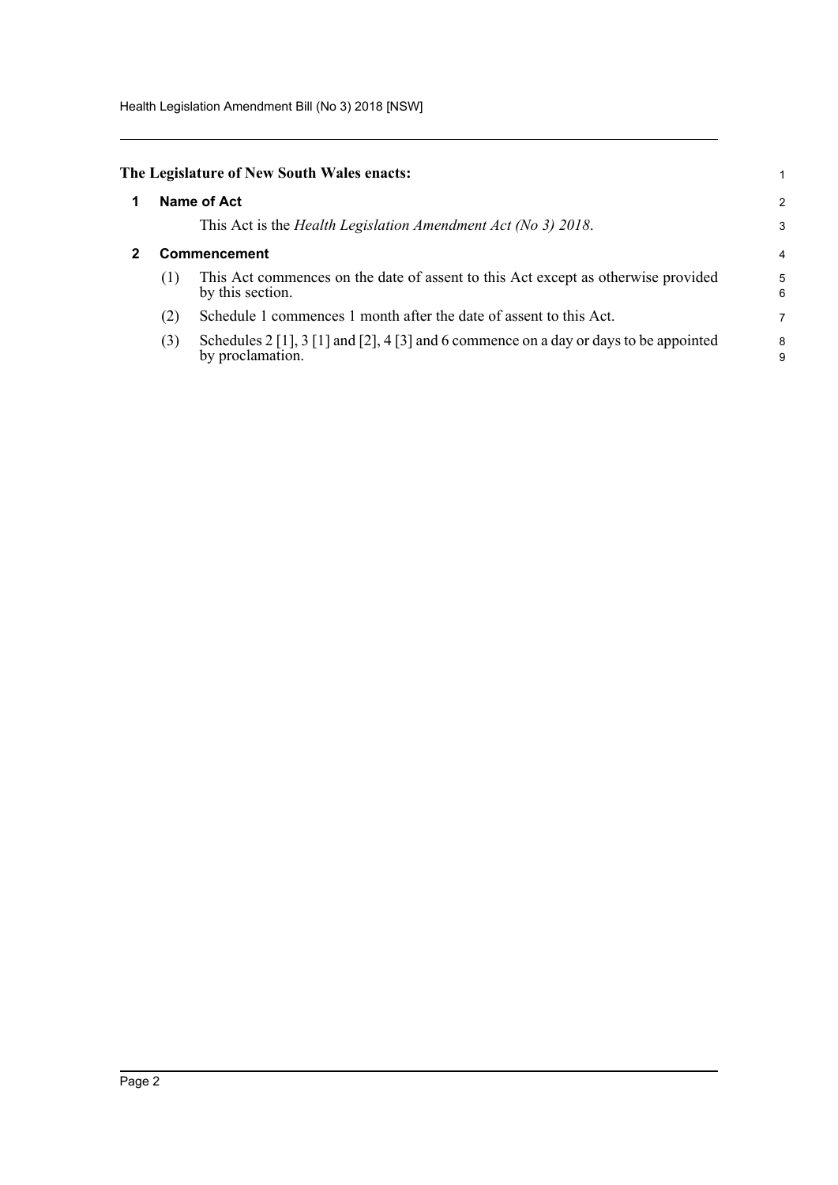**The Legislature of New South Wales enacts:**

## 1 Name of Act

This Act is the *Health Legislation Amendment Act (No 3) 2018*.

## 2 Commencement

(1) This Act commences on the date of assent to this Act except as otherwise provided by this section.

(2) Schedule 1 commences 1 month after the date of assent to this Act.

(3) Schedules 2 [1], 3 [1] and [2], 4 [3] and 6 commence on a day or days to be appointed by proclamation.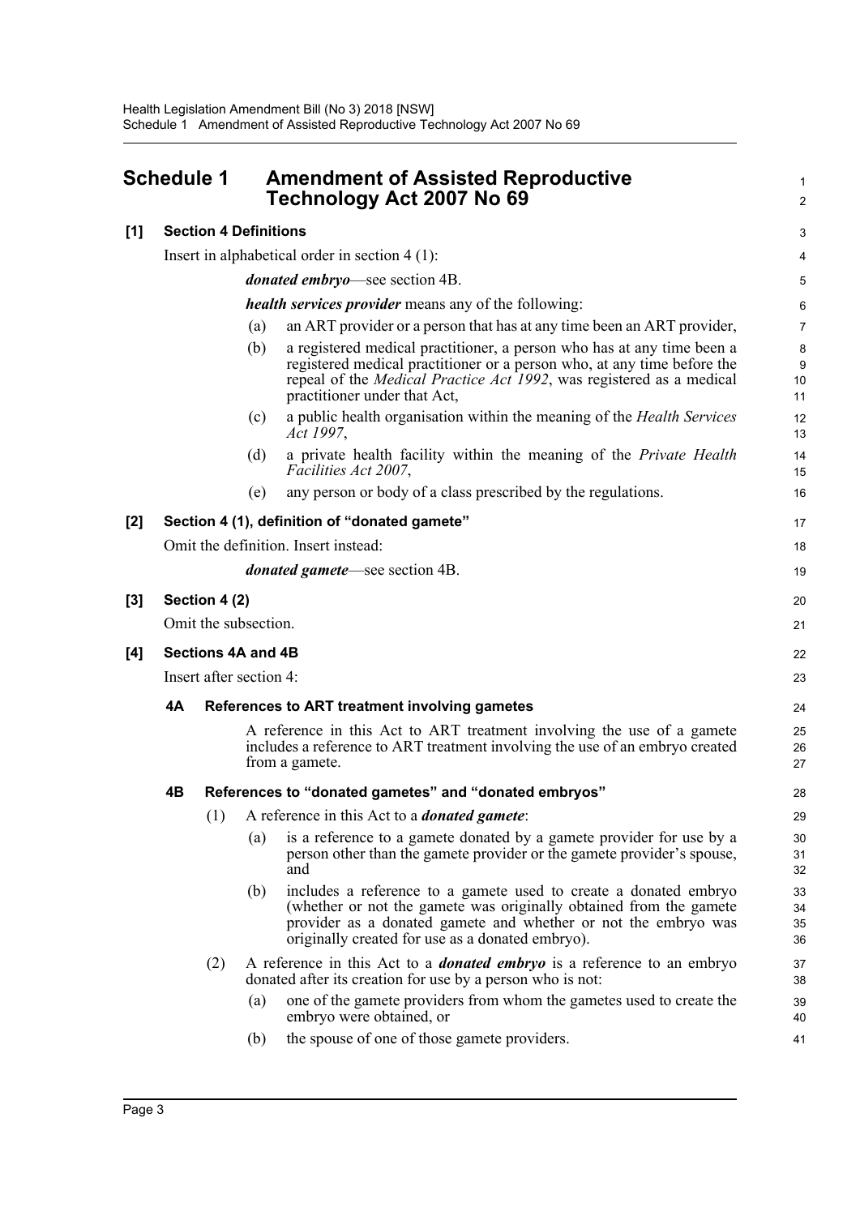# Schedule 1 Amendment of Assisted Reproductive Technology Act 2007 No 69

**[1] Section 4 Definitions**

Insert in alphabetical order in section 4 (1):

> ***donated embryo***—see section 4B.
>
> ***health services provider*** means any of the following:
>
> (a) an ART provider or a person that has at any time been an ART provider,
>
> (b) a registered medical practitioner, a person who has at any time been a registered medical practitioner or a person who, at any time before the repeal of the *Medical Practice Act 1992*, was registered as a medical practitioner under that Act,
>
> (c) a public health organisation within the meaning of the *Health Services Act 1997*,
>
> (d) a private health facility within the meaning of the *Private Health Facilities Act 2007*,
>
> (e) any person or body of a class prescribed by the regulations.

**[2] Section 4 (1), definition of "donated gamete"**

Omit the definition. Insert instead:

> ***donated gamete***—see section 4B.

**[3] Section 4 (2)**

Omit the subsection.

**[4] Sections 4A and 4B**

Insert after section 4:

### 4A References to ART treatment involving gametes

A reference in this Act to ART treatment involving the use of a gamete includes a reference to ART treatment involving the use of an embryo created from a gamete.

### 4B References to "donated gametes" and "donated embryos"

(1) A reference in this Act to a ***donated gamete***:

> (a) is a reference to a gamete donated by a gamete provider for use by a person other than the gamete provider or the gamete provider's spouse, and
>
> (b) includes a reference to a gamete used to create a donated embryo (whether or not the gamete was originally obtained from the gamete provider as a donated gamete and whether or not the embryo was originally created for use as a donated embryo).

(2) A reference in this Act to a ***donated embryo*** is a reference to an embryo donated after its creation for use by a person who is not:

> (a) one of the gamete providers from whom the gametes used to create the embryo were obtained, or
>
> (b) the spouse of one of those gamete providers.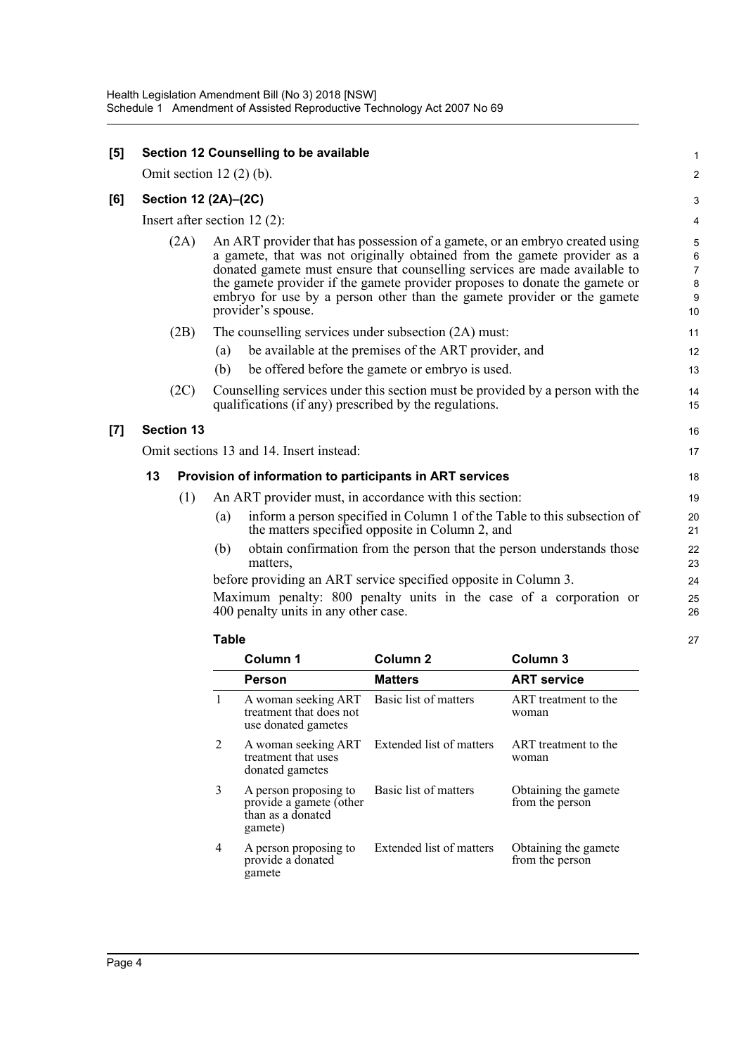**[5] Section 12 Counselling to be available**

Omit section 12 (2) (b).

**[6] Section 12 (2A)–(2C)**

Insert after section 12 (2):

(2A) An ART provider that has possession of a gamete, or an embryo created using a gamete, that was not originally obtained from the gamete provider as a donated gamete must ensure that counselling services are made available to the gamete provider if the gamete provider proposes to donate the gamete or embryo for use by a person other than the gamete provider or the gamete provider's spouse.

(2B) The counselling services under subsection (2A) must:

- (a) be available at the premises of the ART provider, and
- (b) be offered before the gamete or embryo is used.

(2C) Counselling services under this section must be provided by a person with the qualifications (if any) prescribed by the regulations.

**[7] Section 13**

Omit sections 13 and 14. Insert instead:

**13 Provision of information to participants in ART services**

(1) An ART provider must, in accordance with this section:

- (a) inform a person specified in Column 1 of the Table to this subsection of the matters specified opposite in Column 2, and
- (b) obtain confirmation from the person that the person understands those matters,

before providing an ART service specified opposite in Column 3.

Maximum penalty: 800 penalty units in the case of a corporation or 400 penalty units in any other case.

**Table**

| | Column 1 | Column 2 | Column 3 |
|---|---|---|---|
| | **Person** | **Matters** | **ART service** |
| 1 | A woman seeking ART treatment that does not use donated gametes | Basic list of matters | ART treatment to the woman |
| 2 | A woman seeking ART treatment that uses donated gametes | Extended list of matters | ART treatment to the woman |
| 3 | A person proposing to provide a gamete (other than as a donated gamete) | Basic list of matters | Obtaining the gamete from the person |
| 4 | A person proposing to provide a donated gamete | Extended list of matters | Obtaining the gamete from the person |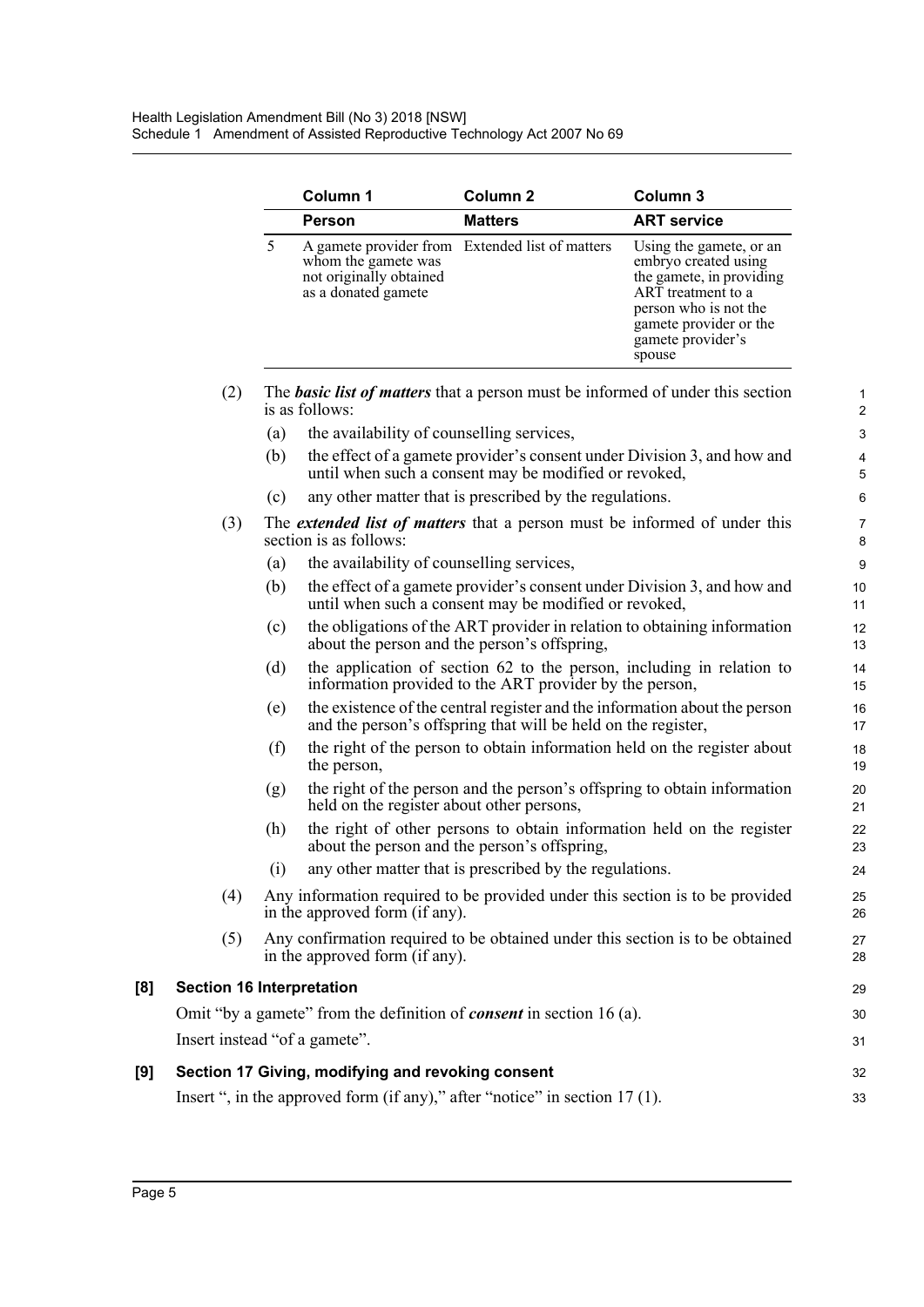| | Column 1 | Column 2 | Column 3 |
|---|---|---|---|
| | **Person** | **Matters** | **ART service** |
| 5 | A gamete provider from whom the gamete was not originally obtained as a donated gamete | Extended list of matters | Using the gamete, or an embryo created using the gamete, in providing ART treatment to a person who is not the gamete provider or the gamete provider's spouse |

(2) The ***basic list of matters*** that a person must be informed of under this section is as follows:

(a) the availability of counselling services,

(b) the effect of a gamete provider's consent under Division 3, and how and until when such a consent may be modified or revoked,

(c) any other matter that is prescribed by the regulations.

(3) The ***extended list of matters*** that a person must be informed of under this section is as follows:

(a) the availability of counselling services,

(b) the effect of a gamete provider's consent under Division 3, and how and until when such a consent may be modified or revoked,

(c) the obligations of the ART provider in relation to obtaining information about the person and the person's offspring,

(d) the application of section 62 to the person, including in relation to information provided to the ART provider by the person,

(e) the existence of the central register and the information about the person and the person's offspring that will be held on the register,

(f) the right of the person to obtain information held on the register about the person,

(g) the right of the person and the person's offspring to obtain information held on the register about other persons,

(h) the right of other persons to obtain information held on the register about the person and the person's offspring,

(i) any other matter that is prescribed by the regulations.

(4) Any information required to be provided under this section is to be provided in the approved form (if any).

(5) Any confirmation required to be obtained under this section is to be obtained in the approved form (if any).

### [8] Section 16 Interpretation

Omit "by a gamete" from the definition of ***consent*** in section 16 (a).

Insert instead "of a gamete".

### [9] Section 17 Giving, modifying and revoking consent

Insert ", in the approved form (if any)," after "notice" in section 17 (1).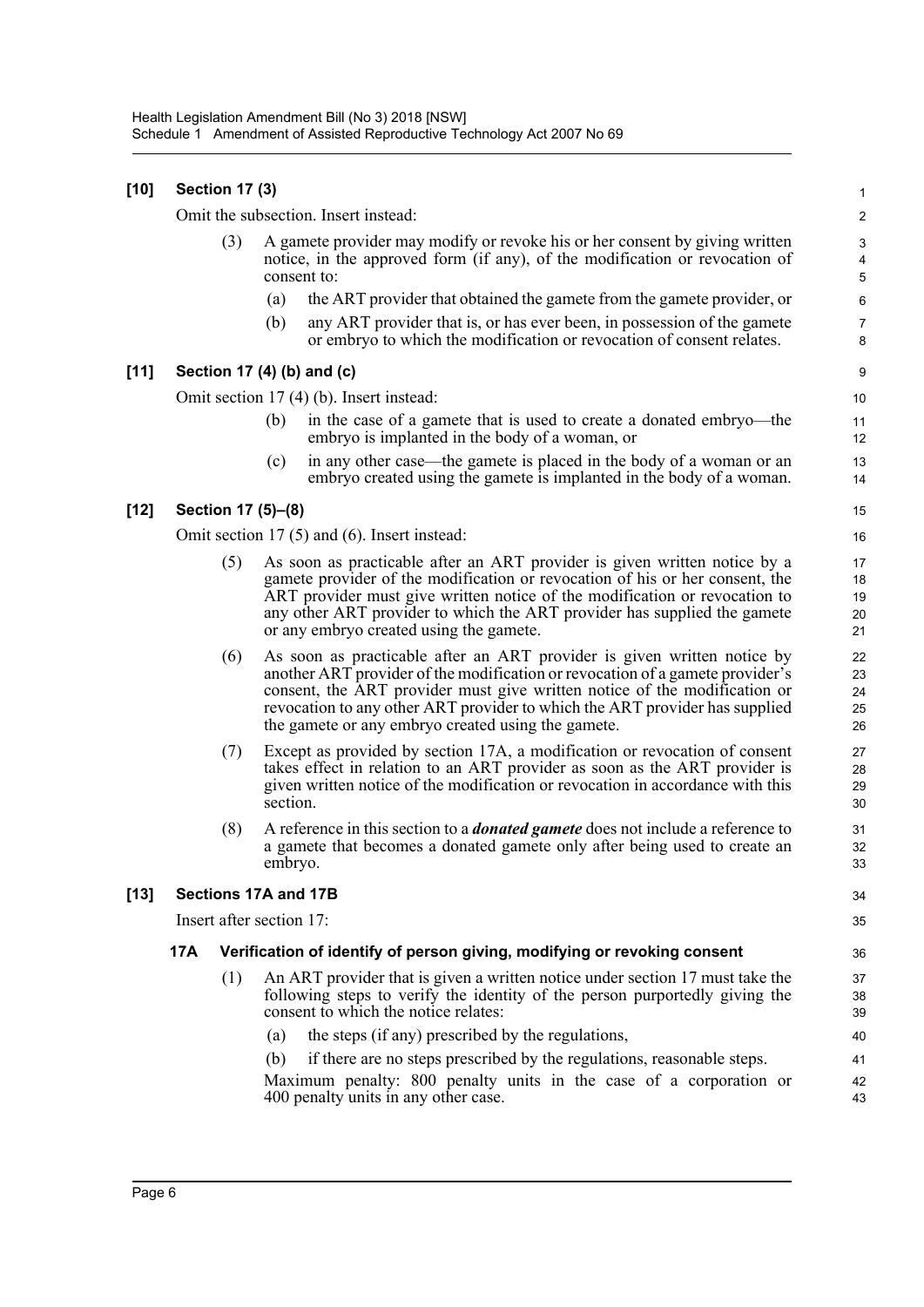**[10] Section 17 (3)**

Omit the subsection. Insert instead:

(3) A gamete provider may modify or revoke his or her consent by giving written notice, in the approved form (if any), of the modification or revocation of consent to:

(a) the ART provider that obtained the gamete from the gamete provider, or

(b) any ART provider that is, or has ever been, in possession of the gamete or embryo to which the modification or revocation of consent relates.

**[11] Section 17 (4) (b) and (c)**

Omit section 17 (4) (b). Insert instead:

(b) in the case of a gamete that is used to create a donated embryo—the embryo is implanted in the body of a woman, or

(c) in any other case—the gamete is placed in the body of a woman or an embryo created using the gamete is implanted in the body of a woman.

**[12] Section 17 (5)–(8)**

Omit section 17 (5) and (6). Insert instead:

(5) As soon as practicable after an ART provider is given written notice by a gamete provider of the modification or revocation of his or her consent, the ART provider must give written notice of the modification or revocation to any other ART provider to which the ART provider has supplied the gamete or any embryo created using the gamete.

(6) As soon as practicable after an ART provider is given written notice by another ART provider of the modification or revocation of a gamete provider's consent, the ART provider must give written notice of the modification or revocation to any other ART provider to which the ART provider has supplied the gamete or any embryo created using the gamete.

(7) Except as provided by section 17A, a modification or revocation of consent takes effect in relation to an ART provider as soon as the ART provider is given written notice of the modification or revocation in accordance with this section.

(8) A reference in this section to a ***donated gamete*** does not include a reference to a gamete that becomes a donated gamete only after being used to create an embryo.

**[13] Sections 17A and 17B**

Insert after section 17:

**17A Verification of identify of person giving, modifying or revoking consent**

(1) An ART provider that is given a written notice under section 17 must take the following steps to verify the identity of the person purportedly giving the consent to which the notice relates:

(a) the steps (if any) prescribed by the regulations,

(b) if there are no steps prescribed by the regulations, reasonable steps.

Maximum penalty: 800 penalty units in the case of a corporation or 400 penalty units in any other case.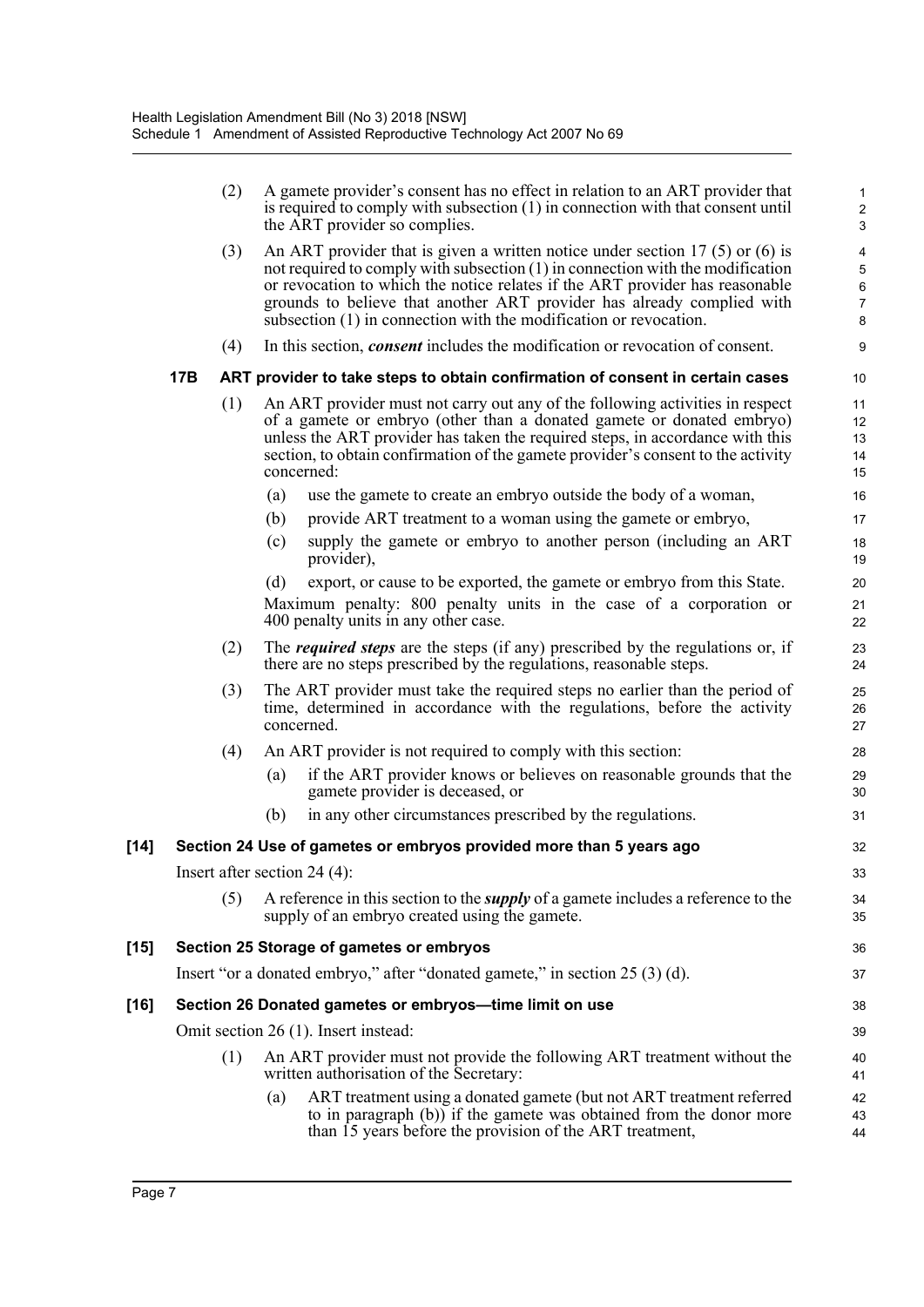(2) A gamete provider's consent has no effect in relation to an ART provider that is required to comply with subsection (1) in connection with that consent until the ART provider so complies.

(3) An ART provider that is given a written notice under section 17 (5) or (6) is not required to comply with subsection (1) in connection with the modification or revocation to which the notice relates if the ART provider has reasonable grounds to believe that another ART provider has already complied with subsection (1) in connection with the modification or revocation.

(4) In this section, ***consent*** includes the modification or revocation of consent.

### 17B ART provider to take steps to obtain confirmation of consent in certain cases

(1) An ART provider must not carry out any of the following activities in respect of a gamete or embryo (other than a donated gamete or donated embryo) unless the ART provider has taken the required steps, in accordance with this section, to obtain confirmation of the gamete provider's consent to the activity concerned:

(a) use the gamete to create an embryo outside the body of a woman,

(b) provide ART treatment to a woman using the gamete or embryo,

(c) supply the gamete or embryo to another person (including an ART provider),

(d) export, or cause to be exported, the gamete or embryo from this State.

Maximum penalty: 800 penalty units in the case of a corporation or 400 penalty units in any other case.

(2) The ***required steps*** are the steps (if any) prescribed by the regulations or, if there are no steps prescribed by the regulations, reasonable steps.

(3) The ART provider must take the required steps no earlier than the period of time, determined in accordance with the regulations, before the activity concerned.

(4) An ART provider is not required to comply with this section:

(a) if the ART provider knows or believes on reasonable grounds that the gamete provider is deceased, or

(b) in any other circumstances prescribed by the regulations.

## [14] Section 24 Use of gametes or embryos provided more than 5 years ago

Insert after section 24 (4):

(5) A reference in this section to the ***supply*** of a gamete includes a reference to the supply of an embryo created using the gamete.

## [15] Section 25 Storage of gametes or embryos

Insert "or a donated embryo," after "donated gamete," in section 25 (3) (d).

## [16] Section 26 Donated gametes or embryos—time limit on use

Omit section 26 (1). Insert instead:

(1) An ART provider must not provide the following ART treatment without the written authorisation of the Secretary:

(a) ART treatment using a donated gamete (but not ART treatment referred to in paragraph (b)) if the gamete was obtained from the donor more than 15 years before the provision of the ART treatment,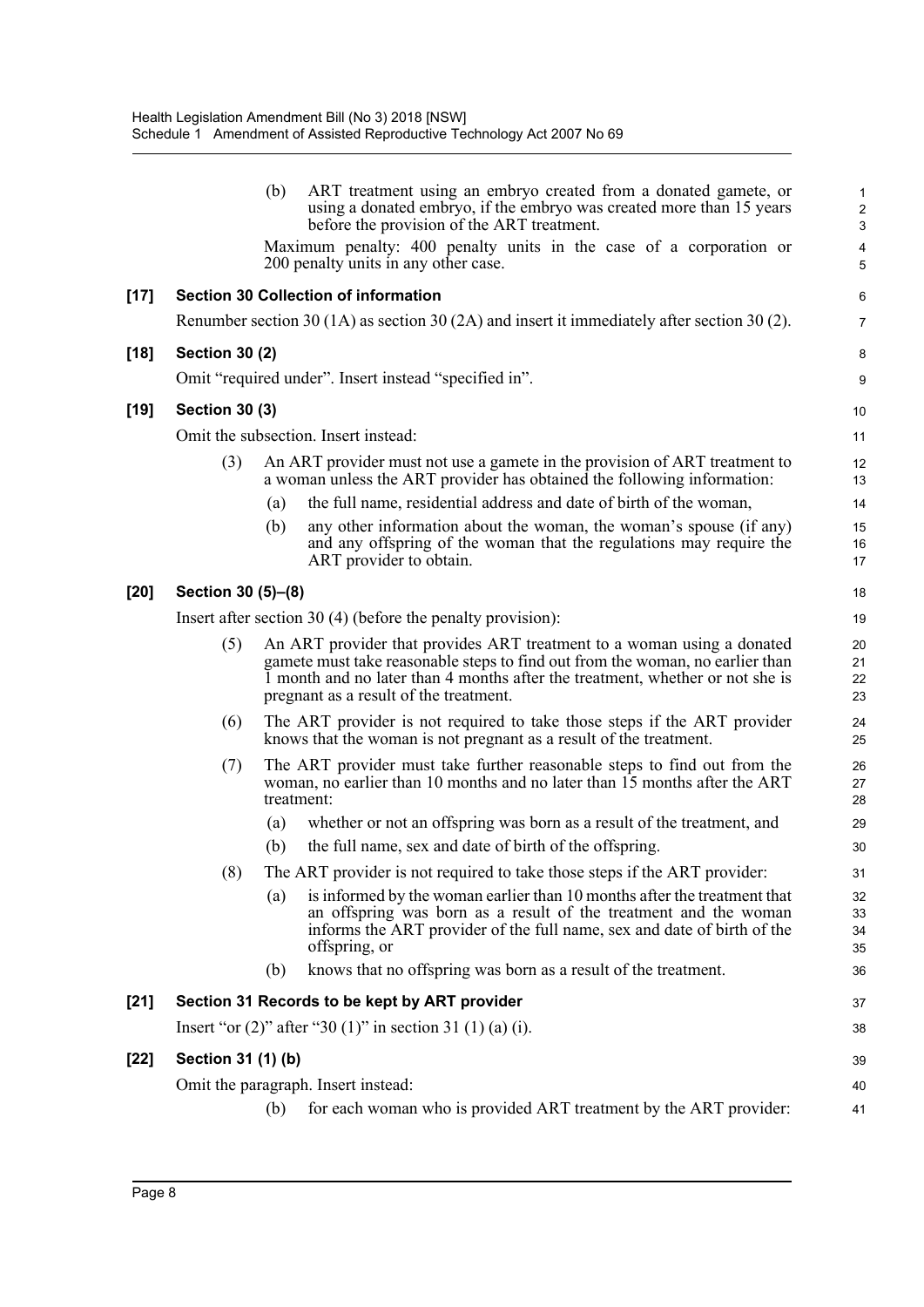(b) ART treatment using an embryo created from a donated gamete, or using a donated embryo, if the embryo was created more than 15 years before the provision of the ART treatment.

Maximum penalty: 400 penalty units in the case of a corporation or 200 penalty units in any other case.

**[17] Section 30 Collection of information**

Renumber section 30 (1A) as section 30 (2A) and insert it immediately after section 30 (2).

**[18] Section 30 (2)**

Omit "required under". Insert instead "specified in".

**[19] Section 30 (3)**

Omit the subsection. Insert instead:

(3) An ART provider must not use a gamete in the provision of ART treatment to a woman unless the ART provider has obtained the following information:

(a) the full name, residential address and date of birth of the woman,

(b) any other information about the woman, the woman's spouse (if any) and any offspring of the woman that the regulations may require the ART provider to obtain.

**[20] Section 30 (5)–(8)**

Insert after section 30 (4) (before the penalty provision):

(5) An ART provider that provides ART treatment to a woman using a donated gamete must take reasonable steps to find out from the woman, no earlier than 1 month and no later than 4 months after the treatment, whether or not she is pregnant as a result of the treatment.

(6) The ART provider is not required to take those steps if the ART provider knows that the woman is not pregnant as a result of the treatment.

(7) The ART provider must take further reasonable steps to find out from the woman, no earlier than 10 months and no later than 15 months after the ART treatment:

(a) whether or not an offspring was born as a result of the treatment, and

(b) the full name, sex and date of birth of the offspring.

(8) The ART provider is not required to take those steps if the ART provider:

(a) is informed by the woman earlier than 10 months after the treatment that an offspring was born as a result of the treatment and the woman informs the ART provider of the full name, sex and date of birth of the offspring, or

(b) knows that no offspring was born as a result of the treatment.

**[21] Section 31 Records to be kept by ART provider**

Insert "or (2)" after "30 (1)" in section 31 (1) (a) (i).

**[22] Section 31 (1) (b)**

Omit the paragraph. Insert instead:

(b) for each woman who is provided ART treatment by the ART provider: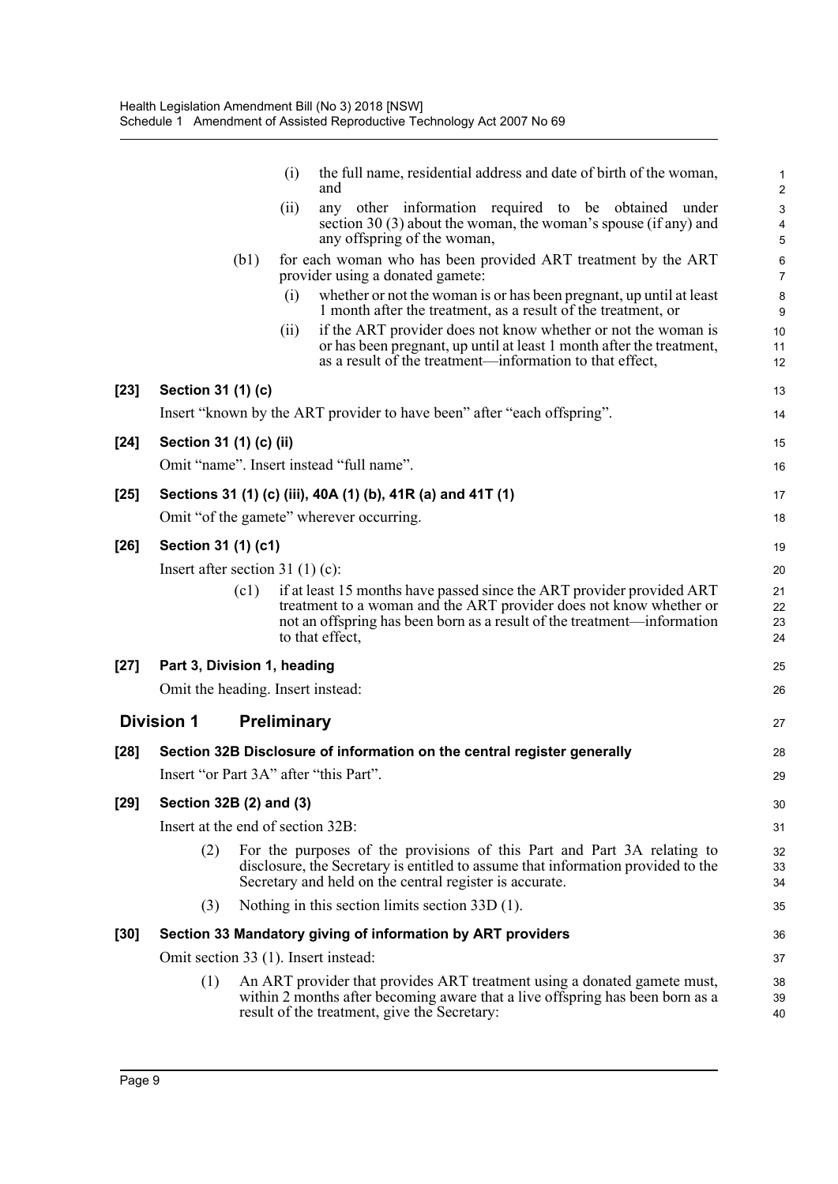(i) the full name, residential address and date of birth of the woman, and

(ii) any other information required to be obtained under section 30 (3) about the woman, the woman's spouse (if any) and any offspring of the woman,

(b1) for each woman who has been provided ART treatment by the ART provider using a donated gamete:

(i) whether or not the woman is or has been pregnant, up until at least 1 month after the treatment, as a result of the treatment, or

(ii) if the ART provider does not know whether or not the woman is or has been pregnant, up until at least 1 month after the treatment, as a result of the treatment—information to that effect,

**[23] Section 31 (1) (c)**

Insert "known by the ART provider to have been" after "each offspring".

**[24] Section 31 (1) (c) (ii)**

Omit "name". Insert instead "full name".

**[25] Sections 31 (1) (c) (iii), 40A (1) (b), 41R (a) and 41T (1)**

Omit "of the gamete" wherever occurring.

**[26] Section 31 (1) (c1)**

Insert after section 31 (1) (c):

(c1) if at least 15 months have passed since the ART provider provided ART treatment to a woman and the ART provider does not know whether or not an offspring has been born as a result of the treatment—information to that effect,

**[27] Part 3, Division 1, heading**

Omit the heading. Insert instead:

## Division 1 Preliminary

**[28] Section 32B Disclosure of information on the central register generally**

Insert "or Part 3A" after "this Part".

**[29] Section 32B (2) and (3)**

Insert at the end of section 32B:

(2) For the purposes of the provisions of this Part and Part 3A relating to disclosure, the Secretary is entitled to assume that information provided to the Secretary and held on the central register is accurate.

(3) Nothing in this section limits section 33D (1).

**[30] Section 33 Mandatory giving of information by ART providers**

Omit section 33 (1). Insert instead:

(1) An ART provider that provides ART treatment using a donated gamete must, within 2 months after becoming aware that a live offspring has been born as a result of the treatment, give the Secretary: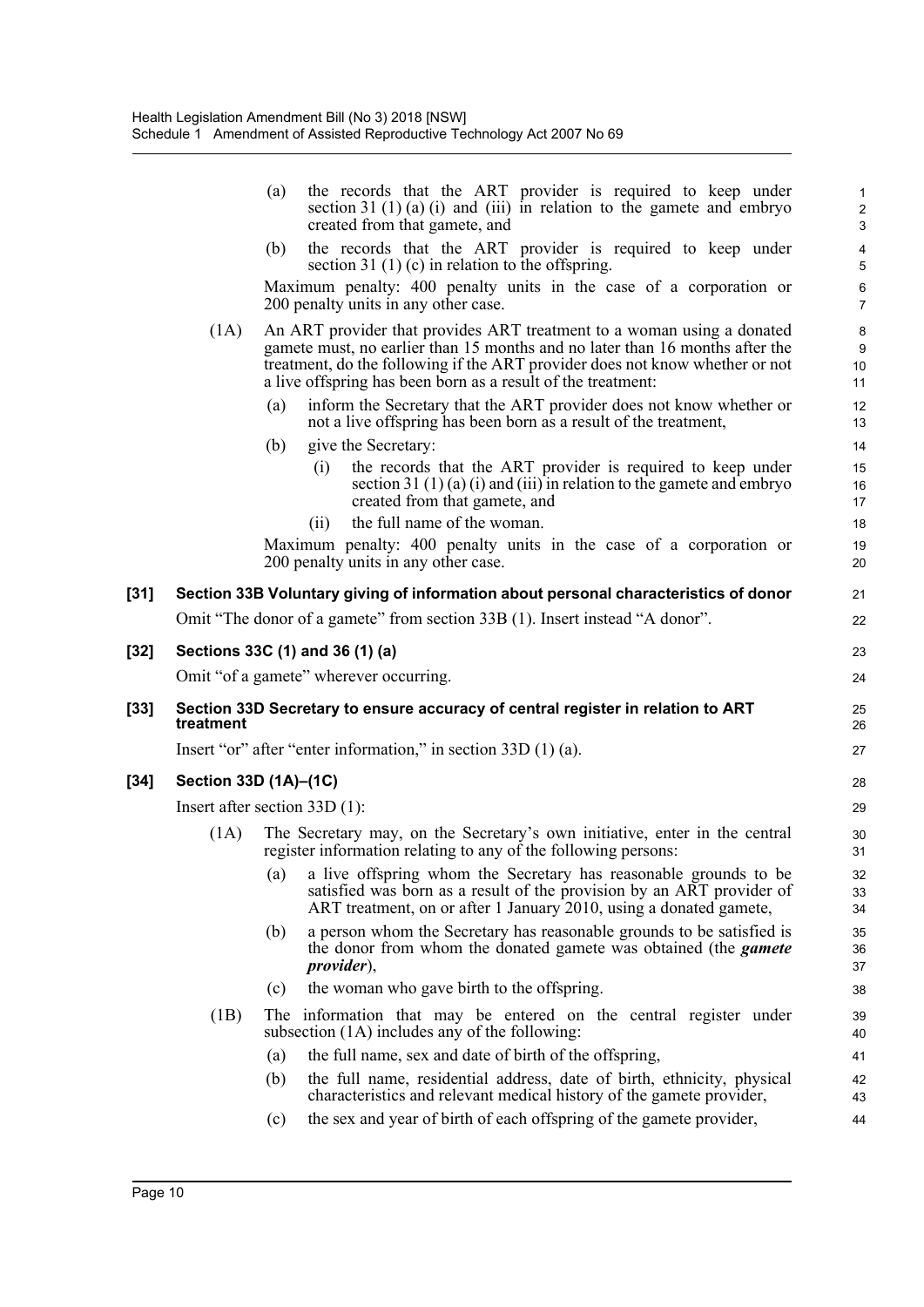(a) the records that the ART provider is required to keep under section 31 (1) (a) (i) and (iii) in relation to the gamete and embryo created from that gamete, and

(b) the records that the ART provider is required to keep under section 31 (1) (c) in relation to the offspring.

Maximum penalty: 400 penalty units in the case of a corporation or 200 penalty units in any other case.

(1A) An ART provider that provides ART treatment to a woman using a donated gamete must, no earlier than 15 months and no later than 16 months after the treatment, do the following if the ART provider does not know whether or not a live offspring has been born as a result of the treatment:

(a) inform the Secretary that the ART provider does not know whether or not a live offspring has been born as a result of the treatment,

(b) give the Secretary:

(i) the records that the ART provider is required to keep under section 31 (1) (a) (i) and (iii) in relation to the gamete and embryo created from that gamete, and

(ii) the full name of the woman.

Maximum penalty: 400 penalty units in the case of a corporation or 200 penalty units in any other case.

**[31] Section 33B Voluntary giving of information about personal characteristics of donor**

Omit "The donor of a gamete" from section 33B (1). Insert instead "A donor".

**[32] Sections 33C (1) and 36 (1) (a)**

Omit "of a gamete" wherever occurring.

**[33] Section 33D Secretary to ensure accuracy of central register in relation to ART treatment**

Insert "or" after "enter information," in section 33D (1) (a).

**[34] Section 33D (1A)–(1C)**

Insert after section 33D (1):

(1A) The Secretary may, on the Secretary's own initiative, enter in the central register information relating to any of the following persons:

(a) a live offspring whom the Secretary has reasonable grounds to be satisfied was born as a result of the provision by an ART provider of ART treatment, on or after 1 January 2010, using a donated gamete,

(b) a person whom the Secretary has reasonable grounds to be satisfied is the donor from whom the donated gamete was obtained (the ***gamete provider***),

(c) the woman who gave birth to the offspring.

(1B) The information that may be entered on the central register under subsection (1A) includes any of the following:

(a) the full name, sex and date of birth of the offspring,

(b) the full name, residential address, date of birth, ethnicity, physical characteristics and relevant medical history of the gamete provider,

(c) the sex and year of birth of each offspring of the gamete provider,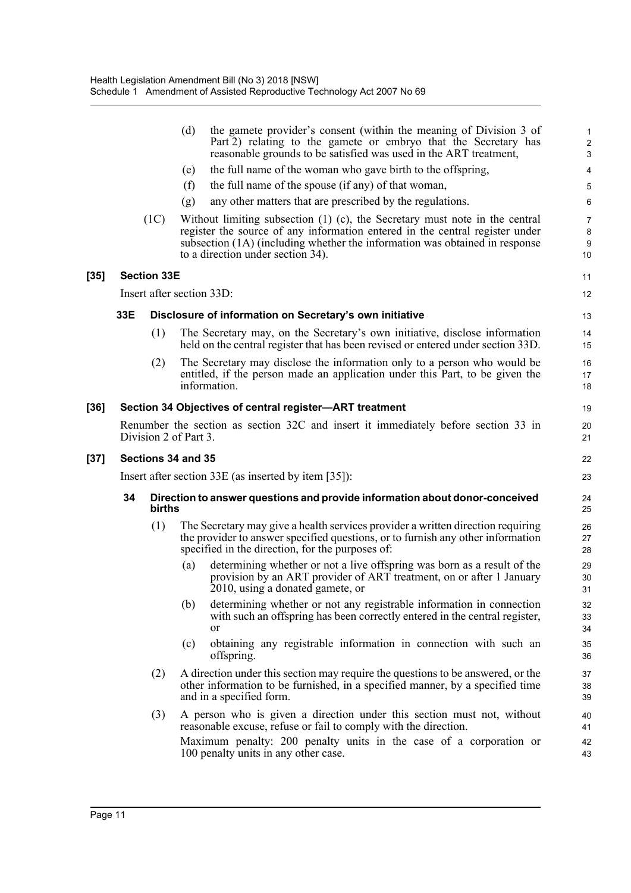(d) the gamete provider's consent (within the meaning of Division 3 of Part 2) relating to the gamete or embryo that the Secretary has reasonable grounds to be satisfied was used in the ART treatment,

(e) the full name of the woman who gave birth to the offspring,

(f) the full name of the spouse (if any) of that woman,

(g) any other matters that are prescribed by the regulations.

(1C) Without limiting subsection (1) (c), the Secretary must note in the central register the source of any information entered in the central register under subsection (1A) (including whether the information was obtained in response to a direction under section 34).

**[35] Section 33E**

Insert after section 33D:

**33E Disclosure of information on Secretary's own initiative**

(1) The Secretary may, on the Secretary's own initiative, disclose information held on the central register that has been revised or entered under section 33D.

(2) The Secretary may disclose the information only to a person who would be entitled, if the person made an application under this Part, to be given the information.

**[36] Section 34 Objectives of central register—ART treatment**

Renumber the section as section 32C and insert it immediately before section 33 in Division 2 of Part 3.

**[37] Sections 34 and 35**

Insert after section 33E (as inserted by item [35]):

**34 Direction to answer questions and provide information about donor-conceived births**

(1) The Secretary may give a health services provider a written direction requiring the provider to answer specified questions, or to furnish any other information specified in the direction, for the purposes of:

(a) determining whether or not a live offspring was born as a result of the provision by an ART provider of ART treatment, on or after 1 January 2010, using a donated gamete, or

(b) determining whether or not any registrable information in connection with such an offspring has been correctly entered in the central register, or

(c) obtaining any registrable information in connection with such an offspring.

(2) A direction under this section may require the questions to be answered, or the other information to be furnished, in a specified manner, by a specified time and in a specified form.

(3) A person who is given a direction under this section must not, without reasonable excuse, refuse or fail to comply with the direction.

Maximum penalty: 200 penalty units in the case of a corporation or 100 penalty units in any other case.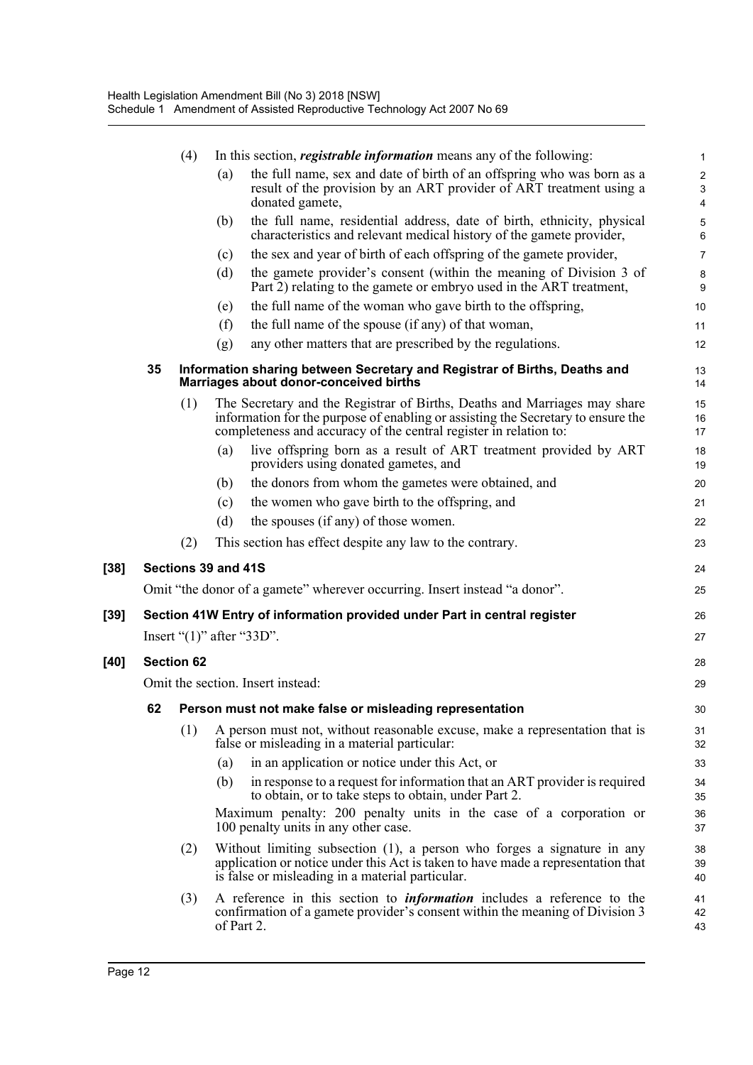(4) In this section, ***registrable information*** means any of the following:

(a) the full name, sex and date of birth of an offspring who was born as a result of the provision by an ART provider of ART treatment using a donated gamete,

(b) the full name, residential address, date of birth, ethnicity, physical characteristics and relevant medical history of the gamete provider,

(c) the sex and year of birth of each offspring of the gamete provider,

(d) the gamete provider's consent (within the meaning of Division 3 of Part 2) relating to the gamete or embryo used in the ART treatment,

(e) the full name of the woman who gave birth to the offspring,

(f) the full name of the spouse (if any) of that woman,

(g) any other matters that are prescribed by the regulations.

**35 Information sharing between Secretary and Registrar of Births, Deaths and Marriages about donor-conceived births**

(1) The Secretary and the Registrar of Births, Deaths and Marriages may share information for the purpose of enabling or assisting the Secretary to ensure the completeness and accuracy of the central register in relation to:

(a) live offspring born as a result of ART treatment provided by ART providers using donated gametes, and

(b) the donors from whom the gametes were obtained, and

(c) the women who gave birth to the offspring, and

(d) the spouses (if any) of those women.

(2) This section has effect despite any law to the contrary.

**[38] Sections 39 and 41S**

Omit "the donor of a gamete" wherever occurring. Insert instead "a donor".

**[39] Section 41W Entry of information provided under Part in central register**

Insert "(1)" after "33D".

**[40] Section 62**

Omit the section. Insert instead:

**62 Person must not make false or misleading representation**

(1) A person must not, without reasonable excuse, make a representation that is false or misleading in a material particular:

(a) in an application or notice under this Act, or

(b) in response to a request for information that an ART provider is required to obtain, or to take steps to obtain, under Part 2.

Maximum penalty: 200 penalty units in the case of a corporation or 100 penalty units in any other case.

(2) Without limiting subsection (1), a person who forges a signature in any application or notice under this Act is taken to have made a representation that is false or misleading in a material particular.

(3) A reference in this section to ***information*** includes a reference to the confirmation of a gamete provider's consent within the meaning of Division 3 of Part 2.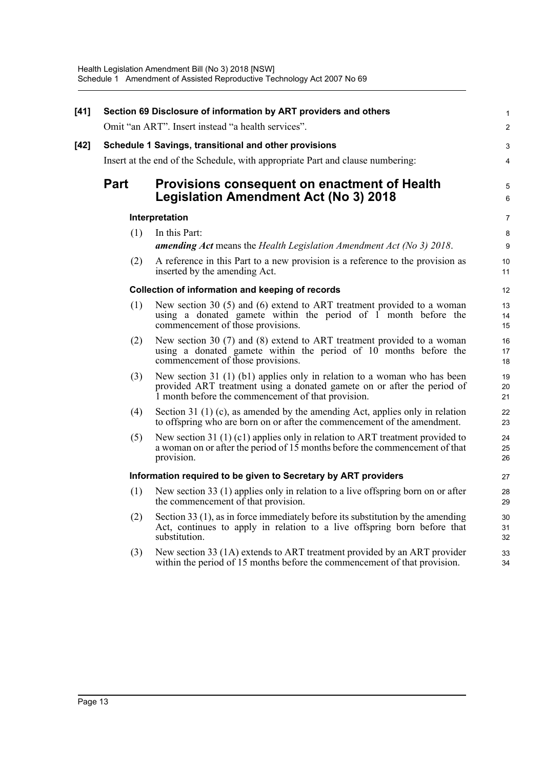**[41] Section 69 Disclosure of information by ART providers and others**

Omit "an ART". Insert instead "a health services".

**[42] Schedule 1 Savings, transitional and other provisions**

Insert at the end of the Schedule, with appropriate Part and clause numbering:

## Part Provisions consequent on enactment of Health Legislation Amendment Act (No 3) 2018

### Interpretation

(1) In this Part:

***amending Act*** means the *Health Legislation Amendment Act (No 3) 2018*.

(2) A reference in this Part to a new provision is a reference to the provision as inserted by the amending Act.

### Collection of information and keeping of records

(1) New section 30 (5) and (6) extend to ART treatment provided to a woman using a donated gamete within the period of 1 month before the commencement of those provisions.

(2) New section 30 (7) and (8) extend to ART treatment provided to a woman using a donated gamete within the period of 10 months before the commencement of those provisions.

(3) New section 31 (1) (b1) applies only in relation to a woman who has been provided ART treatment using a donated gamete on or after the period of 1 month before the commencement of that provision.

(4) Section 31 (1) (c), as amended by the amending Act, applies only in relation to offspring who are born on or after the commencement of the amendment.

(5) New section 31 (1) (c1) applies only in relation to ART treatment provided to a woman on or after the period of 15 months before the commencement of that provision.

### Information required to be given to Secretary by ART providers

(1) New section 33 (1) applies only in relation to a live offspring born on or after the commencement of that provision.

(2) Section 33 (1), as in force immediately before its substitution by the amending Act, continues to apply in relation to a live offspring born before that substitution.

(3) New section 33 (1A) extends to ART treatment provided by an ART provider within the period of 15 months before the commencement of that provision.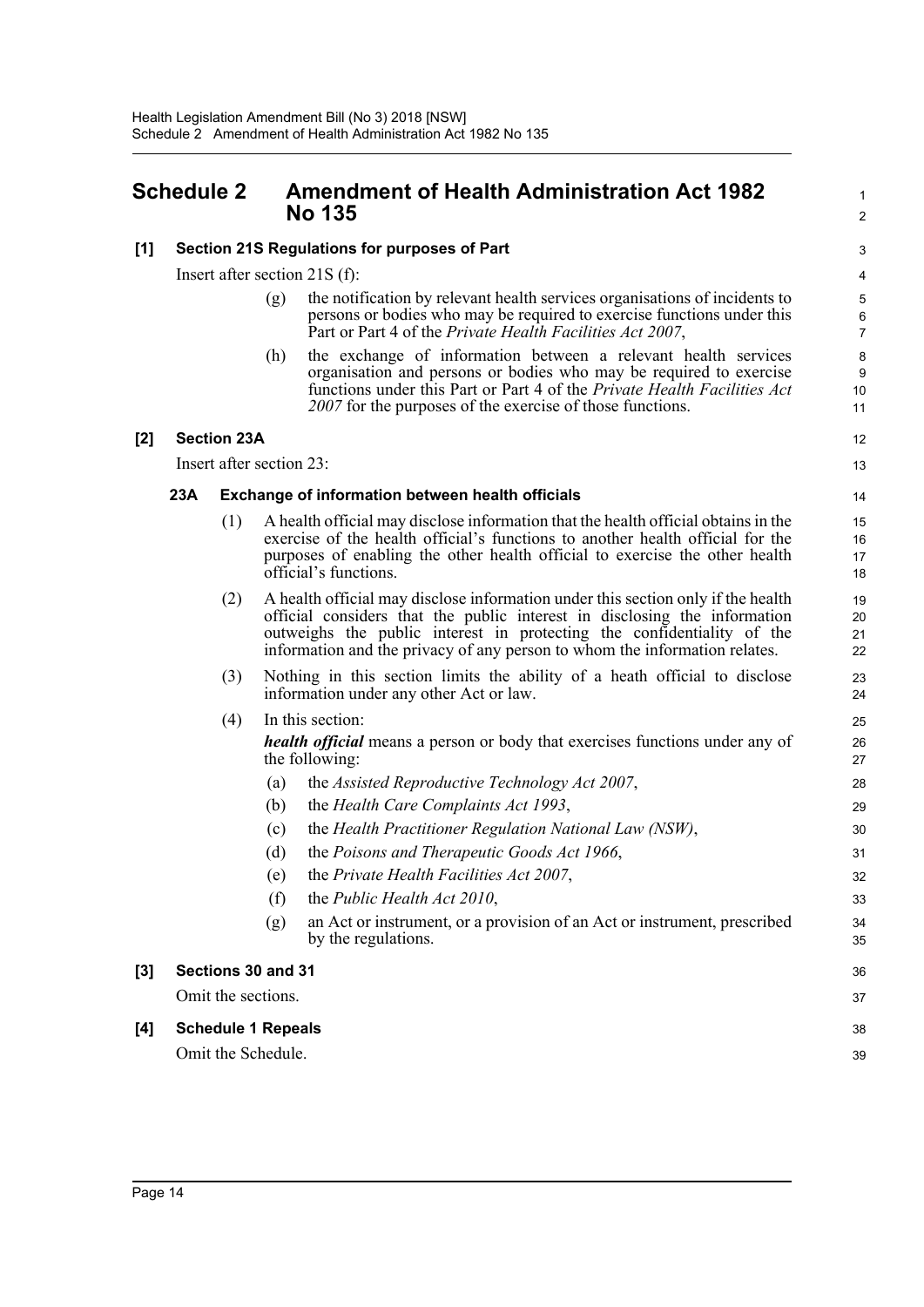## Schedule 2 Amendment of Health Administration Act 1982 No 135

**[1] Section 21S Regulations for purposes of Part**

Insert after section 21S (f):

(g) the notification by relevant health services organisations of incidents to persons or bodies who may be required to exercise functions under this Part or Part 4 of the *Private Health Facilities Act 2007*,

(h) the exchange of information between a relevant health services organisation and persons or bodies who may be required to exercise functions under this Part or Part 4 of the *Private Health Facilities Act 2007* for the purposes of the exercise of those functions.

**[2] Section 23A**

Insert after section 23:

**23A Exchange of information between health officials**

(1) A health official may disclose information that the health official obtains in the exercise of the health official's functions to another health official for the purposes of enabling the other health official to exercise the other health official's functions.

(2) A health official may disclose information under this section only if the health official considers that the public interest in disclosing the information outweighs the public interest in protecting the confidentiality of the information and the privacy of any person to whom the information relates.

(3) Nothing in this section limits the ability of a heath official to disclose information under any other Act or law.

(4) In this section:

***health official*** means a person or body that exercises functions under any of the following:

(a) the *Assisted Reproductive Technology Act 2007*,

(b) the *Health Care Complaints Act 1993*,

(c) the *Health Practitioner Regulation National Law (NSW)*,

(d) the *Poisons and Therapeutic Goods Act 1966*,

(e) the *Private Health Facilities Act 2007*,

(f) the *Public Health Act 2010*,

(g) an Act or instrument, or a provision of an Act or instrument, prescribed by the regulations.

**[3] Sections 30 and 31**

Omit the sections.

**[4] Schedule 1 Repeals**

Omit the Schedule.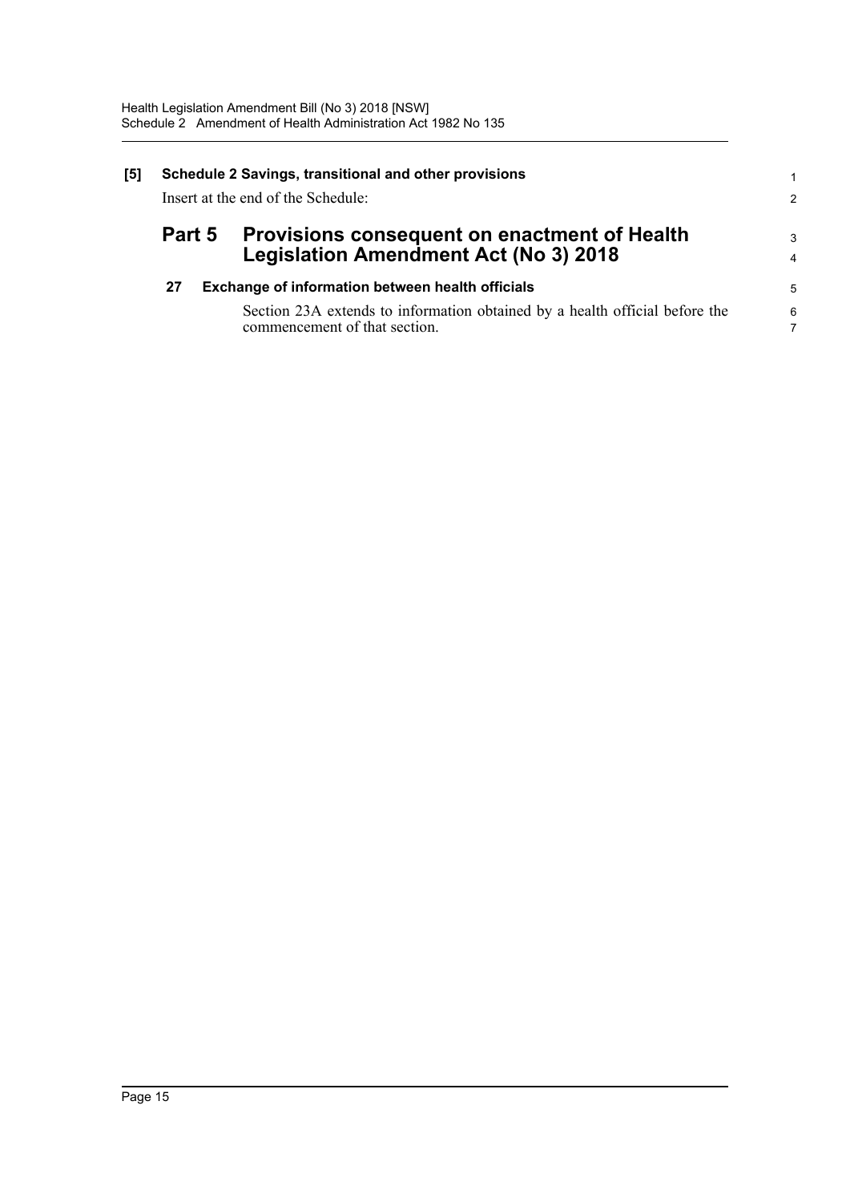**[5] Schedule 2 Savings, transitional and other provisions**

Insert at the end of the Schedule:

## Part 5 Provisions consequent on enactment of Health Legislation Amendment Act (No 3) 2018

### 27 Exchange of information between health officials

Section 23A extends to information obtained by a health official before the commencement of that section.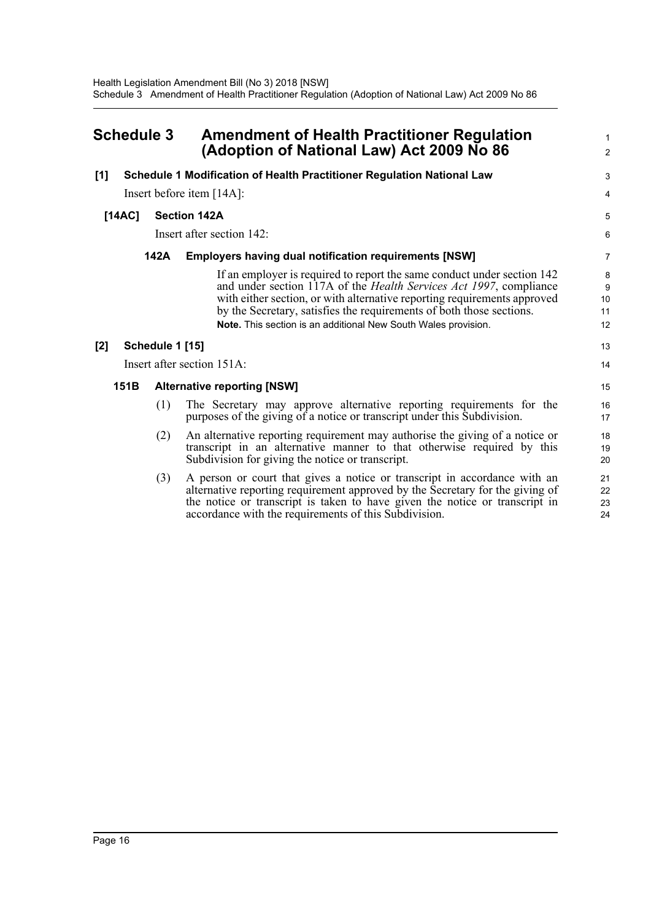# Schedule 3 Amendment of Health Practitioner Regulation (Adoption of National Law) Act 2009 No 86

**[1] Schedule 1 Modification of Health Practitioner Regulation National Law**

Insert before item [14A]:

**[14AC] Section 142A**

Insert after section 142:

**142A Employers having dual notification requirements [NSW]**

If an employer is required to report the same conduct under section 142 and under section 117A of the *Health Services Act 1997*, compliance with either section, or with alternative reporting requirements approved by the Secretary, satisfies the requirements of both those sections.

**Note.** This section is an additional New South Wales provision.

**[2] Schedule 1 [15]**

Insert after section 151A:

**151B Alternative reporting [NSW]**

(1) The Secretary may approve alternative reporting requirements for the purposes of the giving of a notice or transcript under this Subdivision.

(2) An alternative reporting requirement may authorise the giving of a notice or transcript in an alternative manner to that otherwise required by this Subdivision for giving the notice or transcript.

(3) A person or court that gives a notice or transcript in accordance with an alternative reporting requirement approved by the Secretary for the giving of the notice or transcript is taken to have given the notice or transcript in accordance with the requirements of this Subdivision.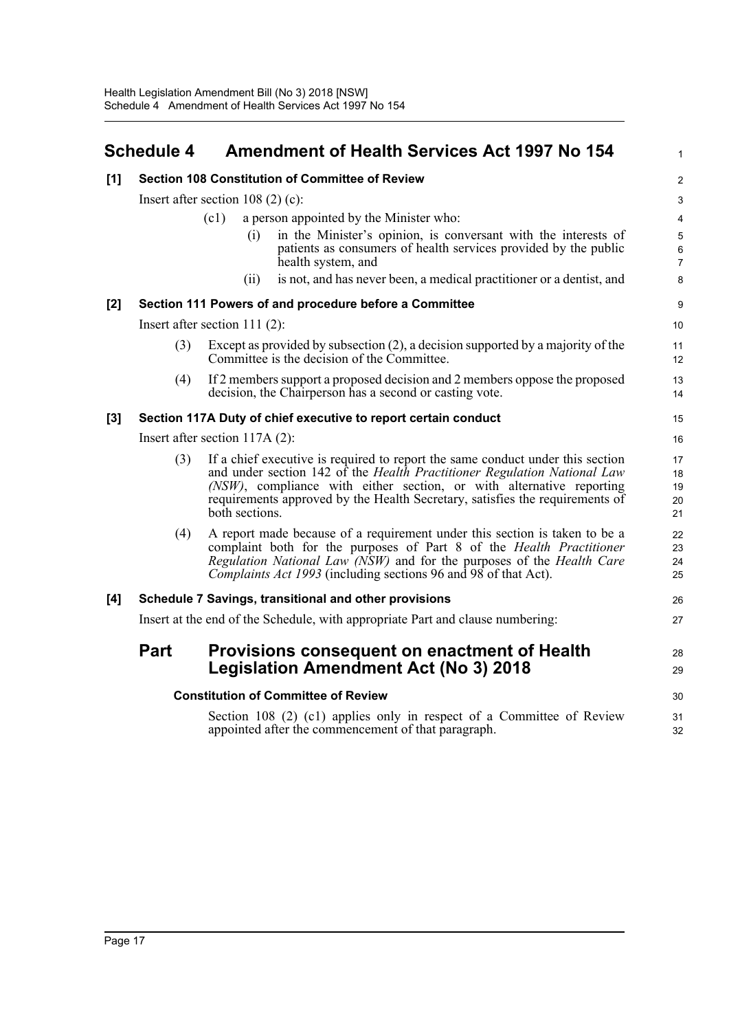## Schedule 4 Amendment of Health Services Act 1997 No 154

### [1] Section 108 Constitution of Committee of Review

Insert after section 108 (2) (c):

(c1) a person appointed by the Minister who:

(i) in the Minister's opinion, is conversant with the interests of patients as consumers of health services provided by the public health system, and

(ii) is not, and has never been, a medical practitioner or a dentist, and

### [2] Section 111 Powers of and procedure before a Committee

Insert after section 111 (2):

(3) Except as provided by subsection (2), a decision supported by a majority of the Committee is the decision of the Committee.

(4) If 2 members support a proposed decision and 2 members oppose the proposed decision, the Chairperson has a second or casting vote.

### [3] Section 117A Duty of chief executive to report certain conduct

Insert after section 117A (2):

(3) If a chief executive is required to report the same conduct under this section and under section 142 of the *Health Practitioner Regulation National Law (NSW)*, compliance with either section, or with alternative reporting requirements approved by the Health Secretary, satisfies the requirements of both sections.

(4) A report made because of a requirement under this section is taken to be a complaint both for the purposes of Part 8 of the *Health Practitioner Regulation National Law (NSW)* and for the purposes of the *Health Care Complaints Act 1993* (including sections 96 and 98 of that Act).

### [4] Schedule 7 Savings, transitional and other provisions

Insert at the end of the Schedule, with appropriate Part and clause numbering:

## Part Provisions consequent on enactment of Health Legislation Amendment Act (No 3) 2018

**Constitution of Committee of Review**

Section 108 (2) (c1) applies only in respect of a Committee of Review appointed after the commencement of that paragraph.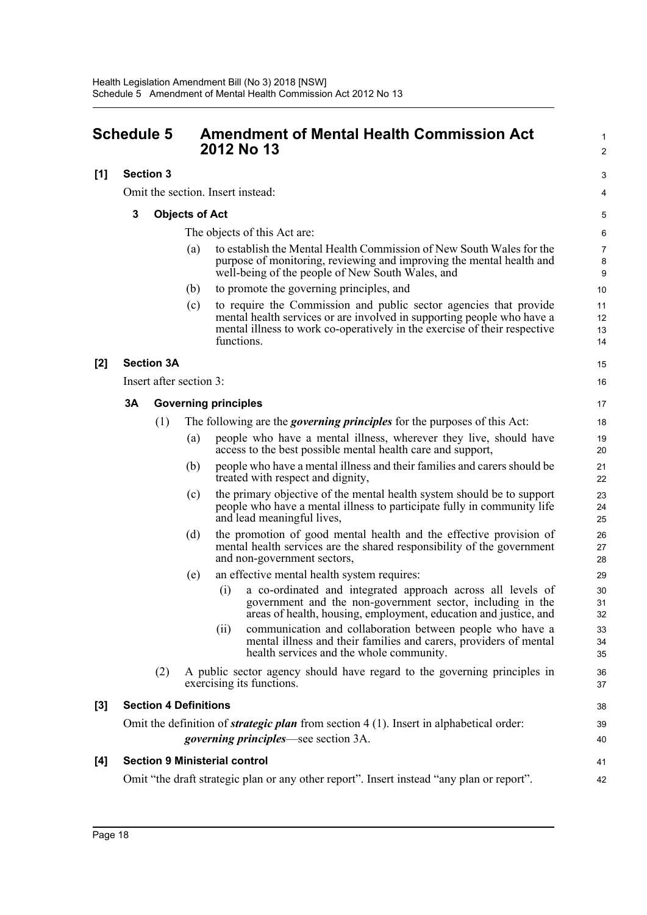## Schedule 5 Amendment of Mental Health Commission Act 2012 No 13

**[1] Section 3**

Omit the section. Insert instead:

**3 Objects of Act**

The objects of this Act are:

(a) to establish the Mental Health Commission of New South Wales for the purpose of monitoring, reviewing and improving the mental health and well-being of the people of New South Wales, and

(b) to promote the governing principles, and

(c) to require the Commission and public sector agencies that provide mental health services or are involved in supporting people who have a mental illness to work co-operatively in the exercise of their respective functions.

**[2] Section 3A**

Insert after section 3:

**3A Governing principles**

(1) The following are the ***governing principles*** for the purposes of this Act:

(a) people who have a mental illness, wherever they live, should have access to the best possible mental health care and support,

(b) people who have a mental illness and their families and carers should be treated with respect and dignity,

(c) the primary objective of the mental health system should be to support people who have a mental illness to participate fully in community life and lead meaningful lives,

(d) the promotion of good mental health and the effective provision of mental health services are the shared responsibility of the government and non-government sectors,

(e) an effective mental health system requires:

(i) a co-ordinated and integrated approach across all levels of government and the non-government sector, including in the areas of health, housing, employment, education and justice, and

(ii) communication and collaboration between people who have a mental illness and their families and carers, providers of mental health services and the whole community.

(2) A public sector agency should have regard to the governing principles in exercising its functions.

**[3] Section 4 Definitions**

Omit the definition of ***strategic plan*** from section 4 (1). Insert in alphabetical order:

***governing principles***—see section 3A.

**[4] Section 9 Ministerial control**

Omit "the draft strategic plan or any other report". Insert instead "any plan or report".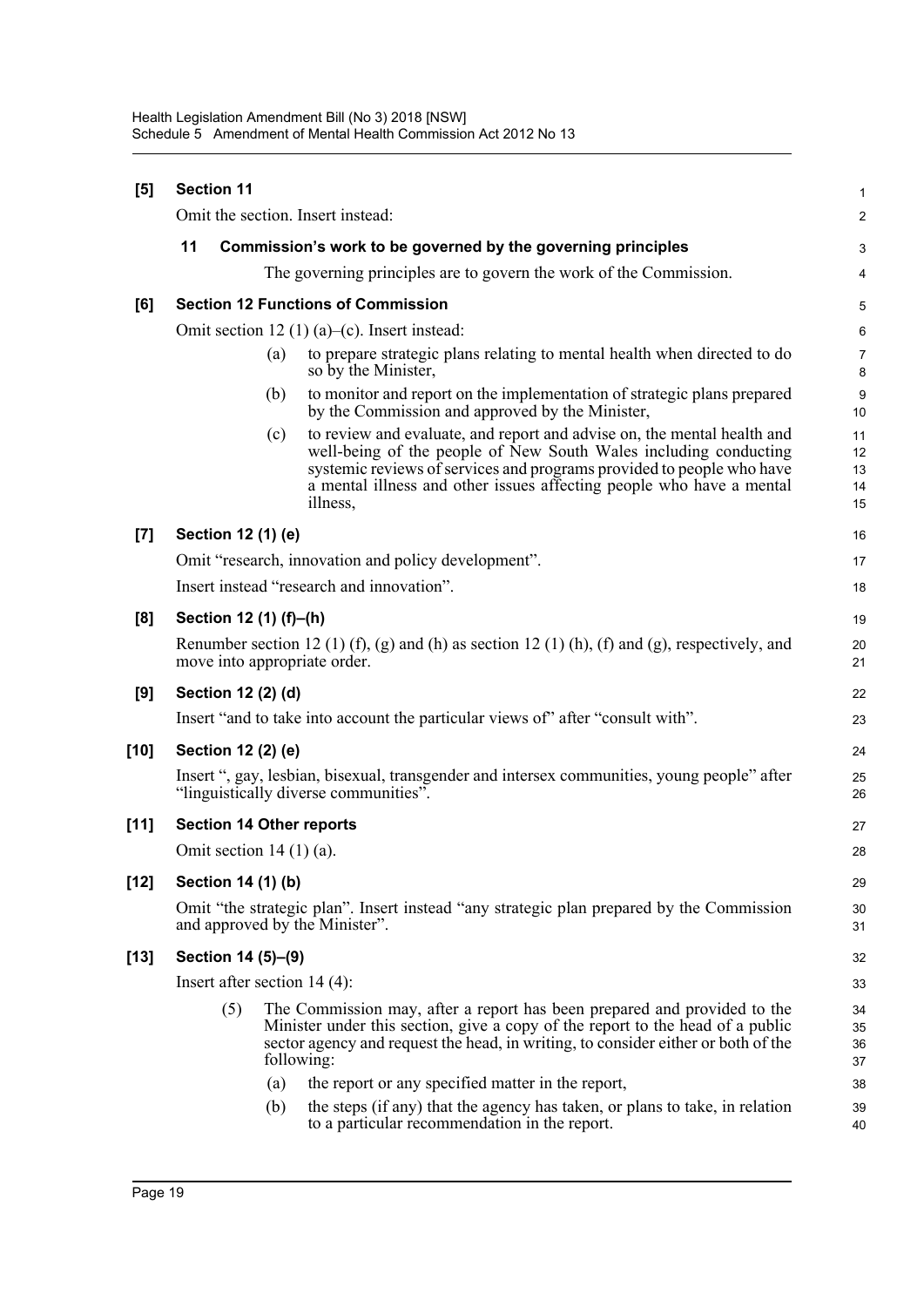**[5] Section 11**

Omit the section. Insert instead:

**11 Commission's work to be governed by the governing principles**

The governing principles are to govern the work of the Commission.

**[6] Section 12 Functions of Commission**

Omit section 12 (1) (a)–(c). Insert instead:

(a) to prepare strategic plans relating to mental health when directed to do so by the Minister,

(b) to monitor and report on the implementation of strategic plans prepared by the Commission and approved by the Minister,

(c) to review and evaluate, and report and advise on, the mental health and well-being of the people of New South Wales including conducting systemic reviews of services and programs provided to people who have a mental illness and other issues affecting people who have a mental illness,

**[7] Section 12 (1) (e)**

Omit "research, innovation and policy development".

Insert instead "research and innovation".

**[8] Section 12 (1) (f)–(h)**

Renumber section 12 (1) (f), (g) and (h) as section 12 (1) (h), (f) and (g), respectively, and move into appropriate order.

**[9] Section 12 (2) (d)**

Insert "and to take into account the particular views of" after "consult with".

**[10] Section 12 (2) (e)**

Insert ", gay, lesbian, bisexual, transgender and intersex communities, young people" after "linguistically diverse communities".

**[11] Section 14 Other reports**

Omit section 14 (1) (a).

**[12] Section 14 (1) (b)**

Omit "the strategic plan". Insert instead "any strategic plan prepared by the Commission and approved by the Minister".

**[13] Section 14 (5)–(9)**

Insert after section 14 (4):

(5) The Commission may, after a report has been prepared and provided to the Minister under this section, give a copy of the report to the head of a public sector agency and request the head, in writing, to consider either or both of the following:

(a) the report or any specified matter in the report,

(b) the steps (if any) that the agency has taken, or plans to take, in relation to a particular recommendation in the report.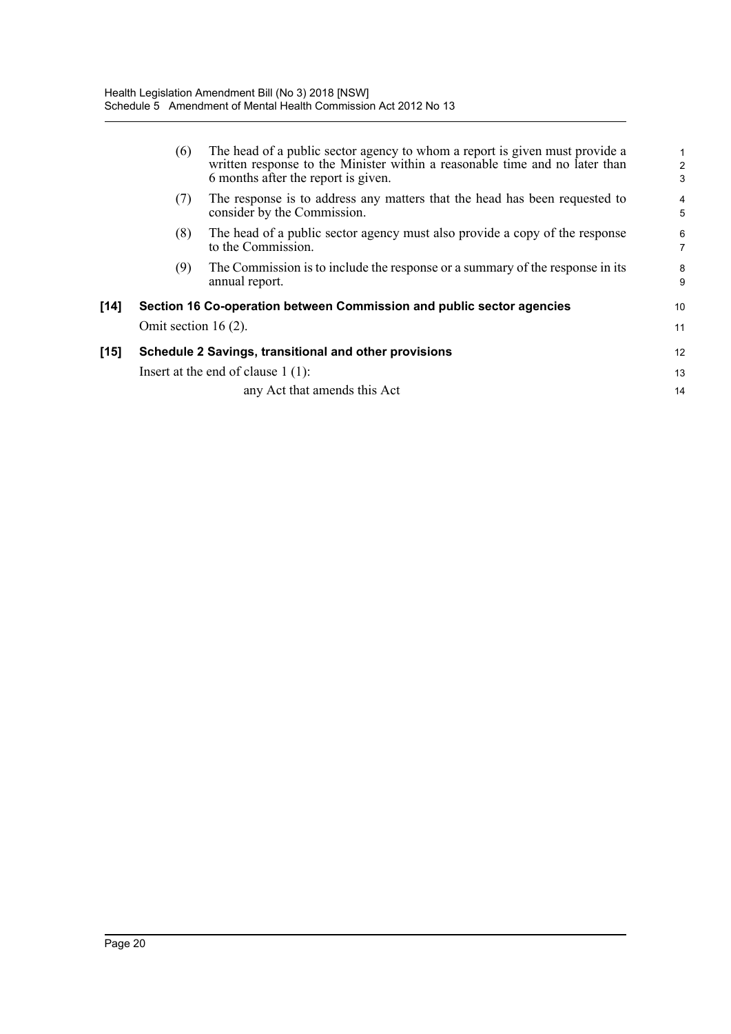(6) The head of a public sector agency to whom a report is given must provide a written response to the Minister within a reasonable time and no later than 6 months after the report is given.

(7) The response is to address any matters that the head has been requested to consider by the Commission.

(8) The head of a public sector agency must also provide a copy of the response to the Commission.

(9) The Commission is to include the response or a summary of the response in its annual report.

**[14] Section 16 Co-operation between Commission and public sector agencies**

Omit section 16 (2).

**[15] Schedule 2 Savings, transitional and other provisions**

Insert at the end of clause 1 (1):

any Act that amends this Act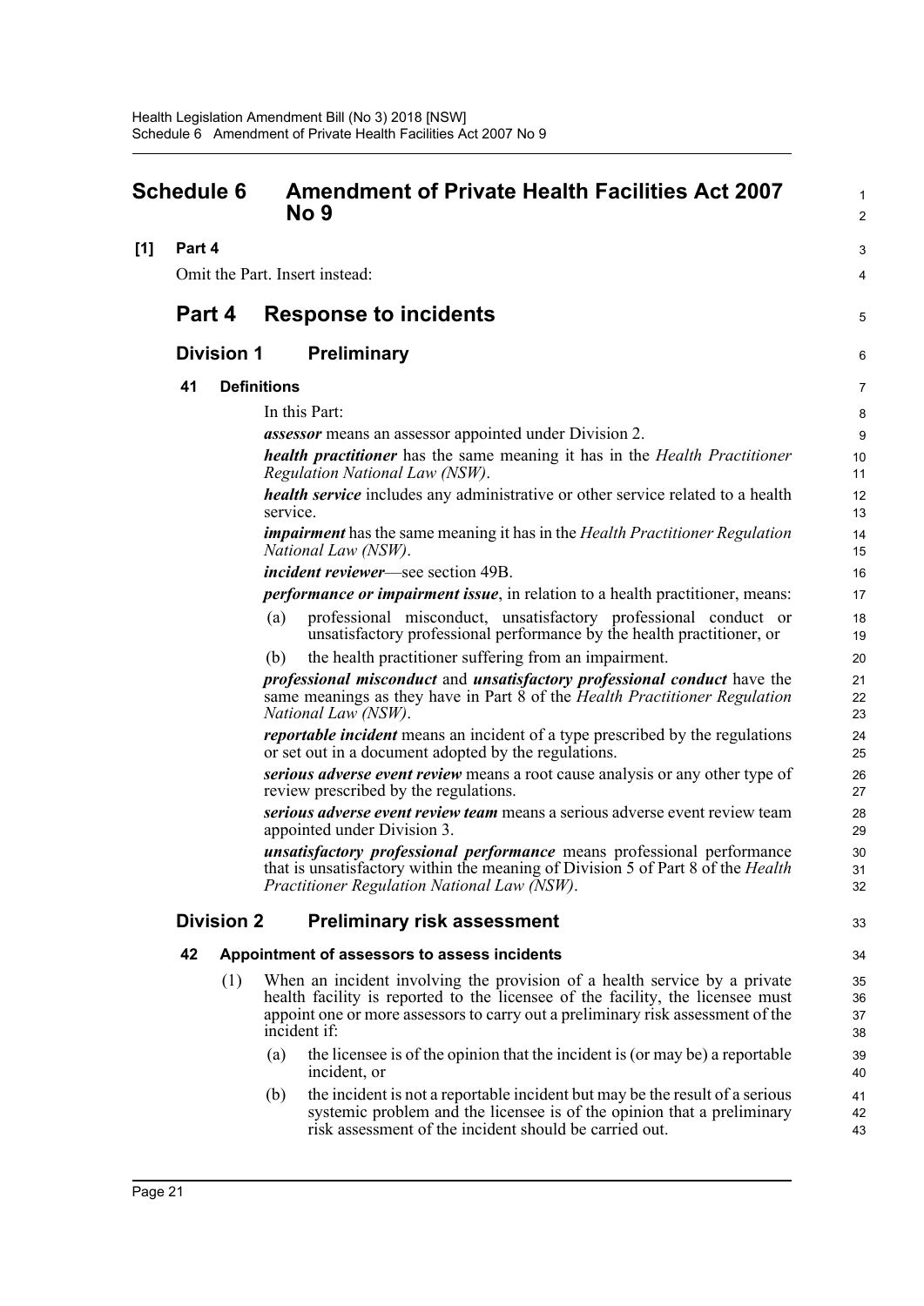# Schedule 6 Amendment of Private Health Facilities Act 2007 No 9

**[1] Part 4**

Omit the Part. Insert instead:

## Part 4 Response to incidents

### Division 1 Preliminary

#### 41 Definitions

In this Part:

***assessor*** means an assessor appointed under Division 2.

***health practitioner*** has the same meaning it has in the *Health Practitioner Regulation National Law (NSW)*.

***health service*** includes any administrative or other service related to a health service.

***impairment*** has the same meaning it has in the *Health Practitioner Regulation National Law (NSW)*.

***incident reviewer***—see section 49B.

***performance or impairment issue***, in relation to a health practitioner, means:

(a) professional misconduct, unsatisfactory professional conduct or unsatisfactory professional performance by the health practitioner, or

(b) the health practitioner suffering from an impairment.

***professional misconduct*** and ***unsatisfactory professional conduct*** have the same meanings as they have in Part 8 of the *Health Practitioner Regulation National Law (NSW)*.

***reportable incident*** means an incident of a type prescribed by the regulations or set out in a document adopted by the regulations.

***serious adverse event review*** means a root cause analysis or any other type of review prescribed by the regulations.

***serious adverse event review team*** means a serious adverse event review team appointed under Division 3.

***unsatisfactory professional performance*** means professional performance that is unsatisfactory within the meaning of Division 5 of Part 8 of the *Health Practitioner Regulation National Law (NSW)*.

### Division 2 Preliminary risk assessment

#### 42 Appointment of assessors to assess incidents

(1) When an incident involving the provision of a health service by a private health facility is reported to the licensee of the facility, the licensee must appoint one or more assessors to carry out a preliminary risk assessment of the incident if:

(a) the licensee is of the opinion that the incident is (or may be) a reportable incident, or

(b) the incident is not a reportable incident but may be the result of a serious systemic problem and the licensee is of the opinion that a preliminary risk assessment of the incident should be carried out.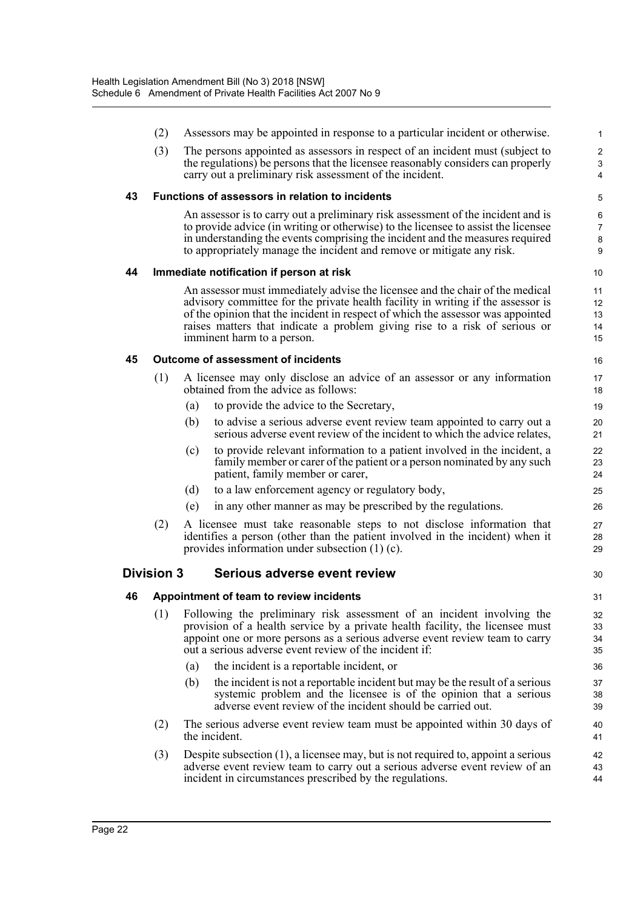(2) Assessors may be appointed in response to a particular incident or otherwise.

(3) The persons appointed as assessors in respect of an incident must (subject to the regulations) be persons that the licensee reasonably considers can properly carry out a preliminary risk assessment of the incident.

### 43 Functions of assessors in relation to incidents

An assessor is to carry out a preliminary risk assessment of the incident and is to provide advice (in writing or otherwise) to the licensee to assist the licensee in understanding the events comprising the incident and the measures required to appropriately manage the incident and remove or mitigate any risk.

### 44 Immediate notification if person at risk

An assessor must immediately advise the licensee and the chair of the medical advisory committee for the private health facility in writing if the assessor is of the opinion that the incident in respect of which the assessor was appointed raises matters that indicate a problem giving rise to a risk of serious or imminent harm to a person.

### 45 Outcome of assessment of incidents

(1) A licensee may only disclose an advice of an assessor or any information obtained from the advice as follows:

- (a) to provide the advice to the Secretary,
- (b) to advise a serious adverse event review team appointed to carry out a serious adverse event review of the incident to which the advice relates,
- (c) to provide relevant information to a patient involved in the incident, a family member or carer of the patient or a person nominated by any such patient, family member or carer,
- (d) to a law enforcement agency or regulatory body,
- (e) in any other manner as may be prescribed by the regulations.

(2) A licensee must take reasonable steps to not disclose information that identifies a person (other than the patient involved in the incident) when it provides information under subsection (1) (c).

## Division 3 Serious adverse event review

### 46 Appointment of team to review incidents

(1) Following the preliminary risk assessment of an incident involving the provision of a health service by a private health facility, the licensee must appoint one or more persons as a serious adverse event review team to carry out a serious adverse event review of the incident if:

- (a) the incident is a reportable incident, or
- (b) the incident is not a reportable incident but may be the result of a serious systemic problem and the licensee is of the opinion that a serious adverse event review of the incident should be carried out.

(2) The serious adverse event review team must be appointed within 30 days of the incident.

(3) Despite subsection (1), a licensee may, but is not required to, appoint a serious adverse event review team to carry out a serious adverse event review of an incident in circumstances prescribed by the regulations.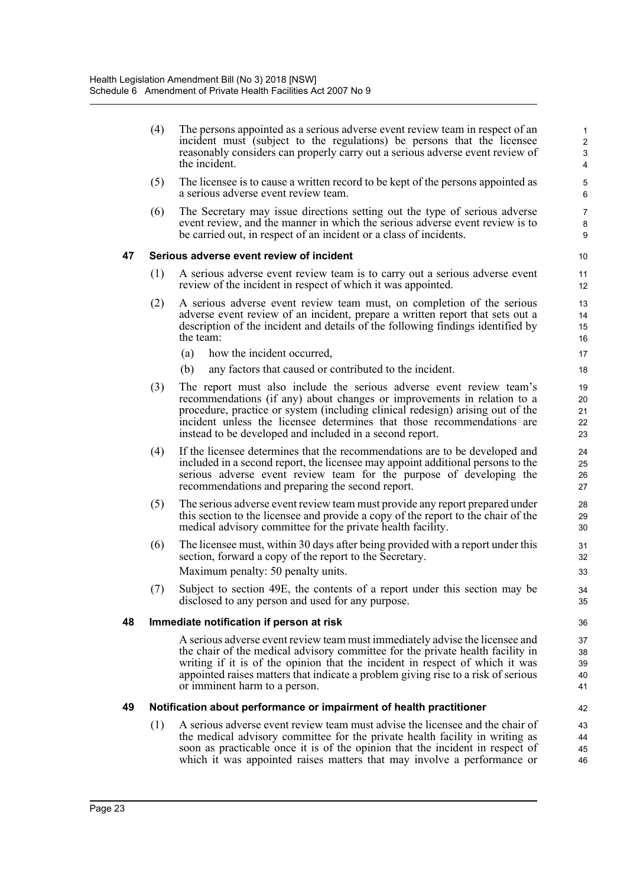(4) The persons appointed as a serious adverse event review team in respect of an incident must (subject to the regulations) be persons that the licensee reasonably considers can properly carry out a serious adverse event review of the incident.

(5) The licensee is to cause a written record to be kept of the persons appointed as a serious adverse event review team.

(6) The Secretary may issue directions setting out the type of serious adverse event review, and the manner in which the serious adverse event review is to be carried out, in respect of an incident or a class of incidents.

### 47 Serious adverse event review of incident

(1) A serious adverse event review team is to carry out a serious adverse event review of the incident in respect of which it was appointed.

(2) A serious adverse event review team must, on completion of the serious adverse event review of an incident, prepare a written report that sets out a description of the incident and details of the following findings identified by the team:

- (a) how the incident occurred,
- (b) any factors that caused or contributed to the incident.

(3) The report must also include the serious adverse event review team's recommendations (if any) about changes or improvements in relation to a procedure, practice or system (including clinical redesign) arising out of the incident unless the licensee determines that those recommendations are instead to be developed and included in a second report.

(4) If the licensee determines that the recommendations are to be developed and included in a second report, the licensee may appoint additional persons to the serious adverse event review team for the purpose of developing the recommendations and preparing the second report.

(5) The serious adverse event review team must provide any report prepared under this section to the licensee and provide a copy of the report to the chair of the medical advisory committee for the private health facility.

(6) The licensee must, within 30 days after being provided with a report under this section, forward a copy of the report to the Secretary.

Maximum penalty: 50 penalty units.

(7) Subject to section 49E, the contents of a report under this section may be disclosed to any person and used for any purpose.

### 48 Immediate notification if person at risk

A serious adverse event review team must immediately advise the licensee and the chair of the medical advisory committee for the private health facility in writing if it is of the opinion that the incident in respect of which it was appointed raises matters that indicate a problem giving rise to a risk of serious or imminent harm to a person.

### 49 Notification about performance or impairment of health practitioner

(1) A serious adverse event review team must advise the licensee and the chair of the medical advisory committee for the private health facility in writing as soon as practicable once it is of the opinion that the incident in respect of which it was appointed raises matters that may involve a performance or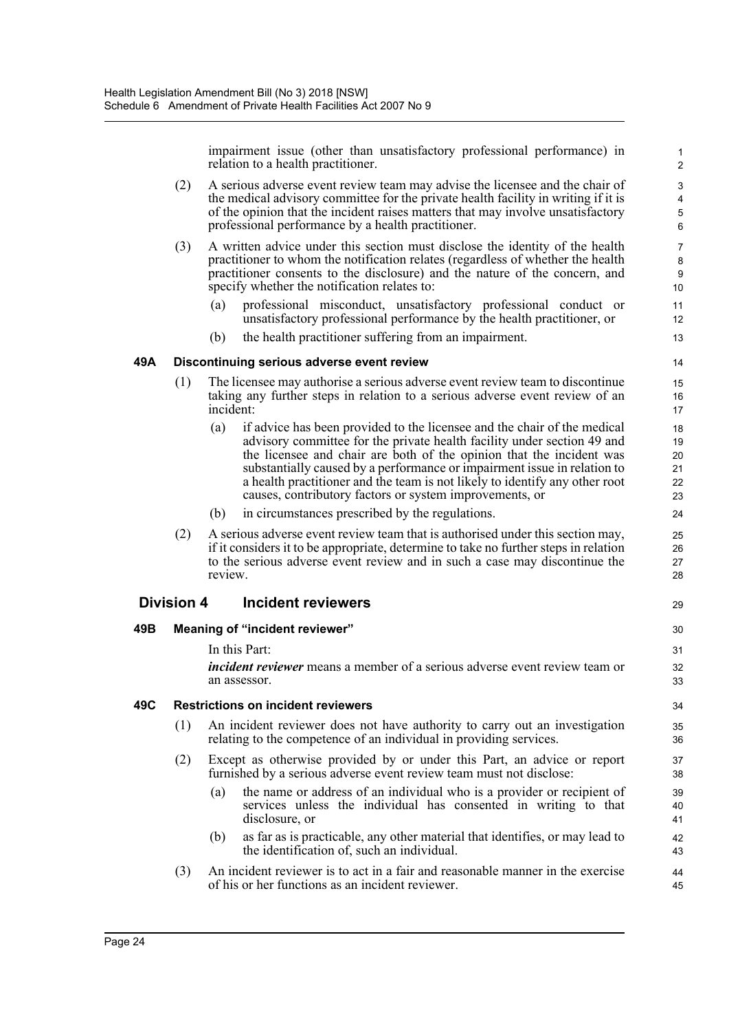impairment issue (other than unsatisfactory professional performance) in relation to a health practitioner.

(2) A serious adverse event review team may advise the licensee and the chair of the medical advisory committee for the private health facility in writing if it is of the opinion that the incident raises matters that may involve unsatisfactory professional performance by a health practitioner.

(3) A written advice under this section must disclose the identity of the health practitioner to whom the notification relates (regardless of whether the health practitioner consents to the disclosure) and the nature of the concern, and specify whether the notification relates to:

(a) professional misconduct, unsatisfactory professional conduct or unsatisfactory professional performance by the health practitioner, or

(b) the health practitioner suffering from an impairment.

### 49A Discontinuing serious adverse event review

(1) The licensee may authorise a serious adverse event review team to discontinue taking any further steps in relation to a serious adverse event review of an incident:

(a) if advice has been provided to the licensee and the chair of the medical advisory committee for the private health facility under section 49 and the licensee and chair are both of the opinion that the incident was substantially caused by a performance or impairment issue in relation to a health practitioner and the team is not likely to identify any other root causes, contributory factors or system improvements, or

(b) in circumstances prescribed by the regulations.

(2) A serious adverse event review team that is authorised under this section may, if it considers it to be appropriate, determine to take no further steps in relation to the serious adverse event review and in such a case may discontinue the review.

## Division 4 Incident reviewers

### 49B Meaning of "incident reviewer"

In this Part:

***incident reviewer*** means a member of a serious adverse event review team or an assessor.

### 49C Restrictions on incident reviewers

(1) An incident reviewer does not have authority to carry out an investigation relating to the competence of an individual in providing services.

(2) Except as otherwise provided by or under this Part, an advice or report furnished by a serious adverse event review team must not disclose:

(a) the name or address of an individual who is a provider or recipient of services unless the individual has consented in writing to that disclosure, or

(b) as far as is practicable, any other material that identifies, or may lead to the identification of, such an individual.

(3) An incident reviewer is to act in a fair and reasonable manner in the exercise of his or her functions as an incident reviewer.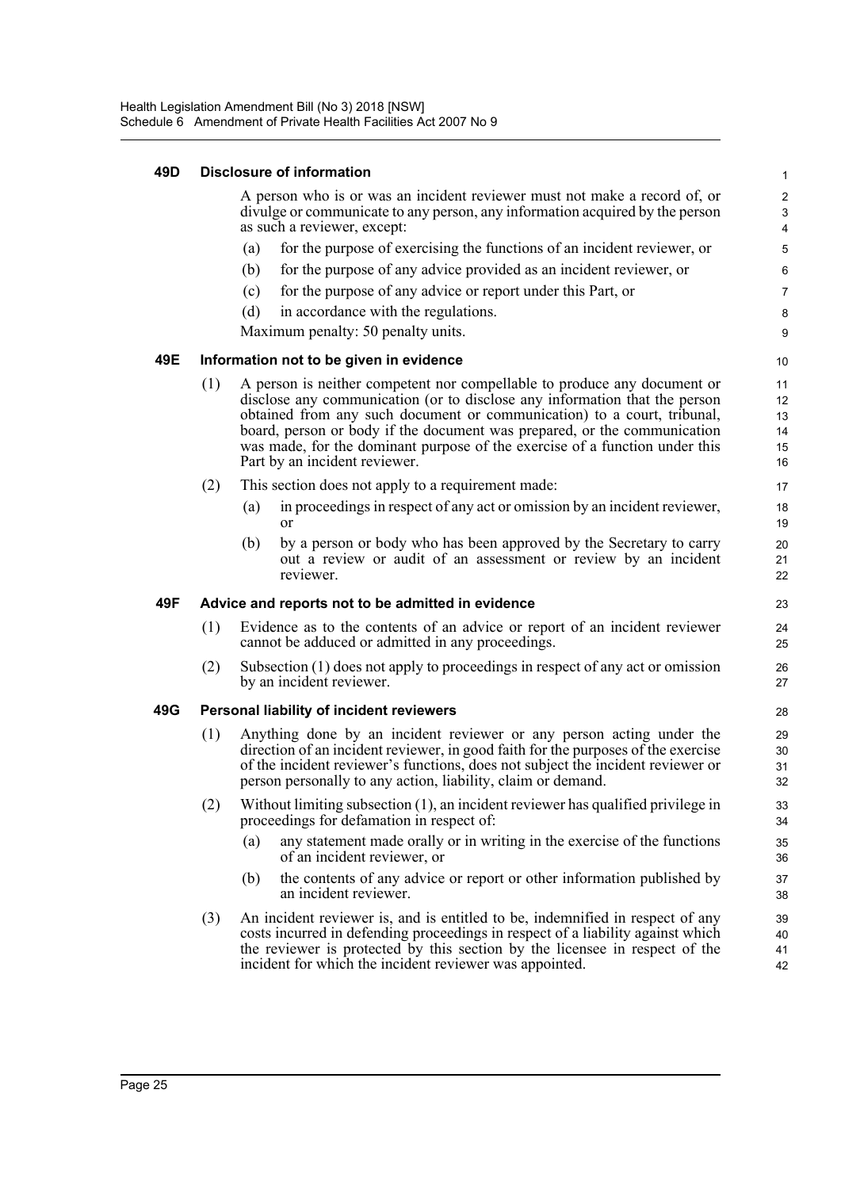### 49D Disclosure of information

A person who is or was an incident reviewer must not make a record of, or divulge or communicate to any person, any information acquired by the person as such a reviewer, except:

(a) for the purpose of exercising the functions of an incident reviewer, or

(b) for the purpose of any advice provided as an incident reviewer, or

(c) for the purpose of any advice or report under this Part, or

(d) in accordance with the regulations.

Maximum penalty: 50 penalty units.

### 49E Information not to be given in evidence

(1) A person is neither competent nor compellable to produce any document or disclose any communication (or to disclose any information that the person obtained from any such document or communication) to a court, tribunal, board, person or body if the document was prepared, or the communication was made, for the dominant purpose of the exercise of a function under this Part by an incident reviewer.

(2) This section does not apply to a requirement made:

(a) in proceedings in respect of any act or omission by an incident reviewer, or

(b) by a person or body who has been approved by the Secretary to carry out a review or audit of an assessment or review by an incident reviewer.

### 49F Advice and reports not to be admitted in evidence

(1) Evidence as to the contents of an advice or report of an incident reviewer cannot be adduced or admitted in any proceedings.

(2) Subsection (1) does not apply to proceedings in respect of any act or omission by an incident reviewer.

### 49G Personal liability of incident reviewers

(1) Anything done by an incident reviewer or any person acting under the direction of an incident reviewer, in good faith for the purposes of the exercise of the incident reviewer's functions, does not subject the incident reviewer or person personally to any action, liability, claim or demand.

(2) Without limiting subsection (1), an incident reviewer has qualified privilege in proceedings for defamation in respect of:

(a) any statement made orally or in writing in the exercise of the functions of an incident reviewer, or

(b) the contents of any advice or report or other information published by an incident reviewer.

(3) An incident reviewer is, and is entitled to be, indemnified in respect of any costs incurred in defending proceedings in respect of a liability against which the reviewer is protected by this section by the licensee in respect of the incident for which the incident reviewer was appointed.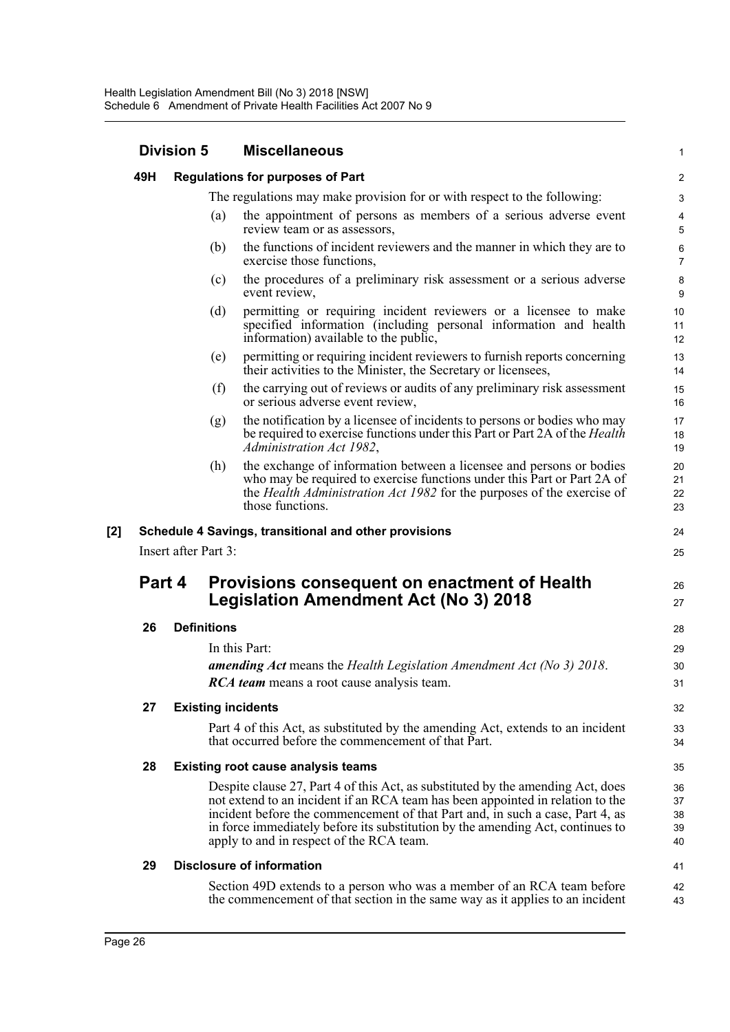## Division 5 Miscellaneous

### 49H Regulations for purposes of Part

The regulations may make provision for or with respect to the following:

(a) the appointment of persons as members of a serious adverse event review team or as assessors,

(b) the functions of incident reviewers and the manner in which they are to exercise those functions,

(c) the procedures of a preliminary risk assessment or a serious adverse event review,

(d) permitting or requiring incident reviewers or a licensee to make specified information (including personal information and health information) available to the public,

(e) permitting or requiring incident reviewers to furnish reports concerning their activities to the Minister, the Secretary or licensees,

(f) the carrying out of reviews or audits of any preliminary risk assessment or serious adverse event review,

(g) the notification by a licensee of incidents to persons or bodies who may be required to exercise functions under this Part or Part 2A of the *Health Administration Act 1982*,

(h) the exchange of information between a licensee and persons or bodies who may be required to exercise functions under this Part or Part 2A of the *Health Administration Act 1982* for the purposes of the exercise of those functions.

**[2] Schedule 4 Savings, transitional and other provisions**

Insert after Part 3:

## Part 4 Provisions consequent on enactment of Health Legislation Amendment Act (No 3) 2018

### 26 Definitions

In this Part:

***amending Act*** means the *Health Legislation Amendment Act (No 3) 2018*.

***RCA team*** means a root cause analysis team.

### 27 Existing incidents

Part 4 of this Act, as substituted by the amending Act, extends to an incident that occurred before the commencement of that Part.

### 28 Existing root cause analysis teams

Despite clause 27, Part 4 of this Act, as substituted by the amending Act, does not extend to an incident if an RCA team has been appointed in relation to the incident before the commencement of that Part and, in such a case, Part 4, as in force immediately before its substitution by the amending Act, continues to apply to and in respect of the RCA team.

### 29 Disclosure of information

Section 49D extends to a person who was a member of an RCA team before the commencement of that section in the same way as it applies to an incident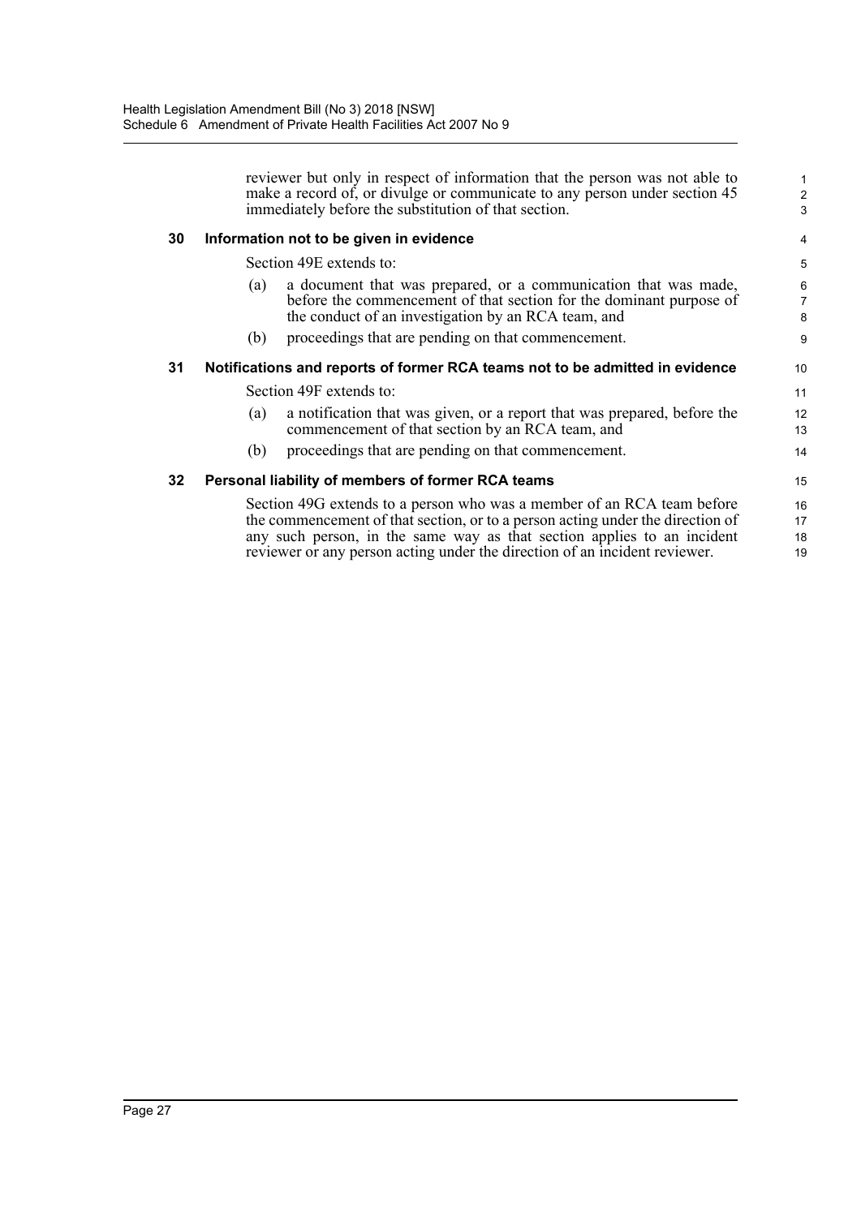reviewer but only in respect of information that the person was not able to make a record of, or divulge or communicate to any person under section 45 immediately before the substitution of that section.

### 30 Information not to be given in evidence

Section 49E extends to:

(a) a document that was prepared, or a communication that was made, before the commencement of that section for the dominant purpose of the conduct of an investigation by an RCA team, and

(b) proceedings that are pending on that commencement.

### 31 Notifications and reports of former RCA teams not to be admitted in evidence

Section 49F extends to:

(a) a notification that was given, or a report that was prepared, before the commencement of that section by an RCA team, and

(b) proceedings that are pending on that commencement.

### 32 Personal liability of members of former RCA teams

Section 49G extends to a person who was a member of an RCA team before the commencement of that section, or to a person acting under the direction of any such person, in the same way as that section applies to an incident reviewer or any person acting under the direction of an incident reviewer.